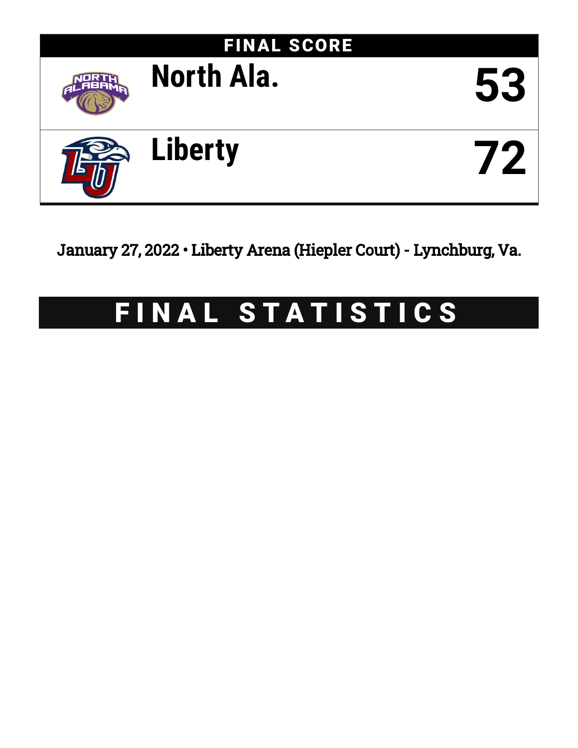## FINAL SCORE

| | |
|---|---|
| **North Ala.** | **53** |
| **Liberty** | **72** |

January 27, 2022 • Liberty Arena (Hiepler Court) - Lynchburg, Va.

# FINAL STATISTICS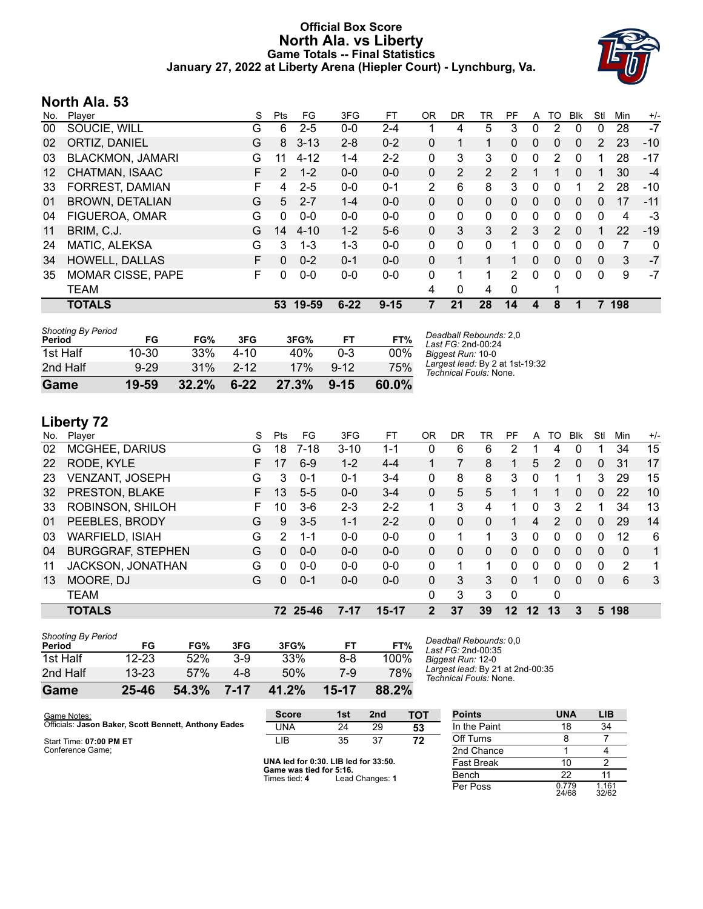# Official Box Score
# North Ala. vs Liberty
### Game Totals -- Final Statistics
### January 27, 2022 at Liberty Arena (Hiepler Court) - Lynchburg, Va.

## North Ala. 53

| No. | Player | S | Pts | FG | 3FG | FT | OR | DR | TR | PF | A | TO | Blk | Stl | Min | +/- |
|---|---|---|---|---|---|---|---|---|---|---|---|---|---|---|---|---|
| 00 | SOUCIE, WILL | G | 6 | 2-5 | 0-0 | 2-4 | 1 | 4 | 5 | 3 | 0 | 2 | 0 | 0 | 28 | -7 |
| 02 | ORTIZ, DANIEL | G | 8 | 3-13 | 2-8 | 0-2 | 0 | 1 | 1 | 0 | 0 | 0 | 0 | 2 | 23 | -10 |
| 03 | BLACKMON, JAMARI | G | 11 | 4-12 | 1-4 | 2-2 | 0 | 3 | 3 | 0 | 0 | 2 | 0 | 1 | 28 | -17 |
| 12 | CHATMAN, ISAAC | F | 2 | 1-2 | 0-0 | 0-0 | 0 | 2 | 2 | 2 | 1 | 1 | 0 | 1 | 30 | -4 |
| 33 | FORREST, DAMIAN | F | 4 | 2-5 | 0-0 | 0-1 | 2 | 6 | 8 | 3 | 0 | 0 | 1 | 2 | 28 | -10 |
| 01 | BROWN, DETALIAN | G | 5 | 2-7 | 1-4 | 0-0 | 0 | 0 | 0 | 0 | 0 | 0 | 0 | 0 | 17 | -11 |
| 04 | FIGUEROA, OMAR | G | 0 | 0-0 | 0-0 | 0-0 | 0 | 0 | 0 | 0 | 0 | 0 | 0 | 0 | 4 | -3 |
| 11 | BRIM, C.J. | G | 14 | 4-10 | 1-2 | 5-6 | 0 | 3 | 3 | 2 | 3 | 2 | 0 | 1 | 22 | -19 |
| 24 | MATIC, ALEKSA | G | 3 | 1-3 | 1-3 | 0-0 | 0 | 0 | 0 | 1 | 0 | 0 | 0 | 0 | 7 | 0 |
| 34 | HOWELL, DALLAS | F | 0 | 0-2 | 0-1 | 0-0 | 0 | 1 | 1 | 1 | 0 | 0 | 0 | 0 | 3 | -7 |
| 35 | MOMAR CISSE, PAPE | F | 0 | 0-0 | 0-0 | 0-0 | 0 | 1 | 1 | 2 | 0 | 0 | 0 | 0 | 9 | -7 |
| | TEAM | | | | | | 4 | 0 | 4 | 0 | | 1 | | | | |
| | **TOTALS** | | **53** | **19-59** | **6-22** | **9-15** | **7** | **21** | **28** | **14** | **4** | **8** | **1** | **7** | **198** | |

| Shooting By Period Period | FG | FG% | 3FG | 3FG% | FT | FT% |
|---|---|---|---|---|---|---|
| 1st Half | 10-30 | 33% | 4-10 | 40% | 0-3 | 00% |
| 2nd Half | 9-29 | 31% | 2-12 | 17% | 9-12 | 75% |
| **Game** | **19-59** | **32.2%** | **6-22** | **27.3%** | **9-15** | **60.0%** |

*Deadball Rebounds:* 2,0
*Last FG:* 2nd-00:24
*Biggest Run:* 10-0
*Largest lead:* By 2 at 1st-19:32
*Technical Fouls:* None.

## Liberty 72

| No. | Player | S | Pts | FG | 3FG | FT | OR | DR | TR | PF | A | TO | Blk | Stl | Min | +/- |
|---|---|---|---|---|---|---|---|---|---|---|---|---|---|---|---|---|
| 02 | MCGHEE, DARIUS | G | 18 | 7-18 | 3-10 | 1-1 | 0 | 6 | 6 | 2 | 1 | 4 | 0 | 1 | 34 | 15 |
| 22 | RODE, KYLE | F | 17 | 6-9 | 1-2 | 4-4 | 1 | 7 | 8 | 1 | 5 | 2 | 0 | 0 | 31 | 17 |
| 23 | VENZANT, JOSEPH | G | 3 | 0-1 | 0-1 | 3-4 | 0 | 8 | 8 | 3 | 0 | 1 | 1 | 3 | 29 | 15 |
| 32 | PRESTON, BLAKE | F | 13 | 5-5 | 0-0 | 3-4 | 0 | 5 | 5 | 1 | 1 | 1 | 0 | 0 | 22 | 10 |
| 33 | ROBINSON, SHILOH | F | 10 | 3-6 | 2-3 | 2-2 | 1 | 3 | 4 | 1 | 0 | 3 | 2 | 1 | 34 | 13 |
| 01 | PEEBLES, BRODY | G | 9 | 3-5 | 1-1 | 2-2 | 0 | 0 | 0 | 1 | 4 | 2 | 0 | 0 | 29 | 14 |
| 03 | WARFIELD, ISIAH | G | 2 | 1-1 | 0-0 | 0-0 | 0 | 1 | 1 | 3 | 0 | 0 | 0 | 0 | 12 | 6 |
| 04 | BURGGRAF, STEPHEN | G | 0 | 0-0 | 0-0 | 0-0 | 0 | 0 | 0 | 0 | 0 | 0 | 0 | 0 | 0 | 1 |
| 11 | JACKSON, JONATHAN | G | 0 | 0-0 | 0-0 | 0-0 | 0 | 1 | 1 | 0 | 0 | 0 | 0 | 0 | 2 | 1 |
| 13 | MOORE, DJ | G | 0 | 0-1 | 0-0 | 0-0 | 0 | 3 | 3 | 0 | 1 | 0 | 0 | 0 | 6 | 3 |
| | TEAM | | | | | | 0 | 3 | 3 | 0 | | 0 | | | | |
| | **TOTALS** | | **72** | **25-46** | **7-17** | **15-17** | **2** | **37** | **39** | **12** | **12** | **13** | **3** | **5** | **198** | |

| Shooting By Period Period | FG | FG% | 3FG | 3FG% | FT | FT% |
|---|---|---|---|---|---|---|
| 1st Half | 12-23 | 52% | 3-9 | 33% | 8-8 | 100% |
| 2nd Half | 13-23 | 57% | 4-8 | 50% | 7-9 | 78% |
| **Game** | **25-46** | **54.3%** | **7-17** | **41.2%** | **15-17** | **88.2%** |

*Deadball Rebounds:* 0,0
*Last FG:* 2nd-00:35
*Biggest Run:* 12-0
*Largest lead:* By 21 at 2nd-00:35
*Technical Fouls:* None.

Game Notes:
Officials: **Jason Baker, Scott Bennett, Anthony Eades**

Start Time: **07:00 PM ET**
Conference Game;

| Score | 1st | 2nd | TOT |
|---|---|---|---|
| UNA | 24 | 29 | **53** |
| LIB | 35 | 37 | **72** |

**UNA led for 0:30. LIB led for 33:50.**
**Game was tied for 5:16.**
Times tied: **4** Lead Changes: **1**

| Points | UNA | LIB |
|---|---|---|
| In the Paint | 18 | 34 |
| Off Turns | 8 | 7 |
| 2nd Chance | 1 | 4 |
| Fast Break | 10 | 2 |
| Bench | 22 | 11 |
| Per Poss | 0.779 24/68 | 1.161 32/62 |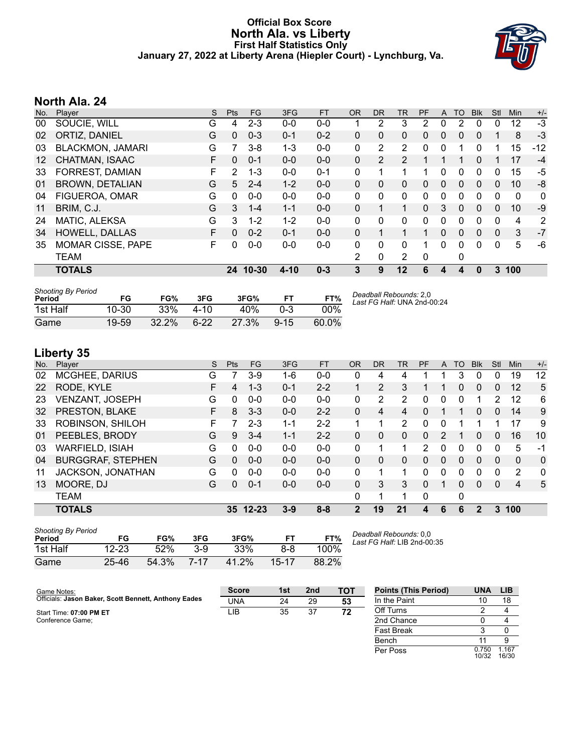# Official Box Score
## North Ala. vs Liberty
### First Half Statistics Only
### January 27, 2022 at Liberty Arena (Hiepler Court) - Lynchburg, Va.

## North Ala. 24

| No. | Player | S | Pts | FG | 3FG | FT | OR | DR | TR | PF | A | TO | Blk | Stl | Min | +/- |
|---|---|---|---|---|---|---|---|---|---|---|---|---|---|---|---|---|
| 00 | SOUCIE, WILL | G | 4 | 2-3 | 0-0 | 0-0 | 1 | 2 | 3 | 2 | 0 | 2 | 0 | 0 | 12 | -3 |
| 02 | ORTIZ, DANIEL | G | 0 | 0-3 | 0-1 | 0-2 | 0 | 0 | 0 | 0 | 0 | 0 | 0 | 1 | 8 | -3 |
| 03 | BLACKMON, JAMARI | G | 7 | 3-8 | 1-3 | 0-0 | 0 | 2 | 2 | 0 | 0 | 1 | 0 | 1 | 15 | -12 |
| 12 | CHATMAN, ISAAC | F | 0 | 0-1 | 0-0 | 0-0 | 0 | 2 | 2 | 1 | 1 | 1 | 0 | 1 | 17 | -4 |
| 33 | FORREST, DAMIAN | F | 2 | 1-3 | 0-0 | 0-1 | 0 | 1 | 1 | 1 | 0 | 0 | 0 | 0 | 15 | -5 |
| 01 | BROWN, DETALIAN | G | 5 | 2-4 | 1-2 | 0-0 | 0 | 0 | 0 | 0 | 0 | 0 | 0 | 0 | 10 | -8 |
| 04 | FIGUEROA, OMAR | G | 0 | 0-0 | 0-0 | 0-0 | 0 | 0 | 0 | 0 | 0 | 0 | 0 | 0 | 0 | 0 |
| 11 | BRIM, C.J. | G | 3 | 1-4 | 1-1 | 0-0 | 0 | 1 | 1 | 0 | 3 | 0 | 0 | 0 | 10 | -9 |
| 24 | MATIC, ALEKSA | G | 3 | 1-2 | 1-2 | 0-0 | 0 | 0 | 0 | 0 | 0 | 0 | 0 | 0 | 4 | 2 |
| 34 | HOWELL, DALLAS | F | 0 | 0-2 | 0-1 | 0-0 | 0 | 1 | 1 | 1 | 0 | 0 | 0 | 0 | 3 | -7 |
| 35 | MOMAR CISSE, PAPE | F | 0 | 0-0 | 0-0 | 0-0 | 0 | 0 | 0 | 1 | 0 | 0 | 0 | 0 | 5 | -6 |
| | TEAM | | | | | | 2 | 0 | 2 | 0 | | 0 | | | | |
| | **TOTALS** | | **24** | **10-30** | **4-10** | **0-3** | **3** | **9** | **12** | **6** | **4** | **4** | **0** | **3** | **100** | |

| Shooting By Period Period | FG | FG% | 3FG | 3FG% | FT | FT% |
|---|---|---|---|---|---|---|
| 1st Half | 10-30 | 33% | 4-10 | 40% | 0-3 | 00% |
| Game | 19-59 | 32.2% | 6-22 | 27.3% | 9-15 | 60.0% |

*Deadball Rebounds:* 2,0
*Last FG Half:* UNA 2nd-00:24

## Liberty 35

| No. | Player | S | Pts | FG | 3FG | FT | OR | DR | TR | PF | A | TO | Blk | Stl | Min | +/- |
|---|---|---|---|---|---|---|---|---|---|---|---|---|---|---|---|---|
| 02 | MCGHEE, DARIUS | G | 7 | 3-9 | 1-6 | 0-0 | 0 | 4 | 4 | 1 | 1 | 3 | 0 | 0 | 19 | 12 |
| 22 | RODE, KYLE | F | 4 | 1-3 | 0-1 | 2-2 | 1 | 2 | 3 | 1 | 1 | 0 | 0 | 0 | 12 | 5 |
| 23 | VENZANT, JOSEPH | G | 0 | 0-0 | 0-0 | 0-0 | 0 | 2 | 2 | 0 | 0 | 0 | 1 | 2 | 12 | 6 |
| 32 | PRESTON, BLAKE | F | 8 | 3-3 | 0-0 | 2-2 | 0 | 4 | 4 | 0 | 1 | 1 | 0 | 0 | 14 | 9 |
| 33 | ROBINSON, SHILOH | F | 7 | 2-3 | 1-1 | 2-2 | 1 | 1 | 2 | 0 | 0 | 1 | 1 | 1 | 17 | 9 |
| 01 | PEEBLES, BRODY | G | 9 | 3-4 | 1-1 | 2-2 | 0 | 0 | 0 | 0 | 2 | 1 | 0 | 0 | 16 | 10 |
| 03 | WARFIELD, ISIAH | G | 0 | 0-0 | 0-0 | 0-0 | 0 | 1 | 1 | 2 | 0 | 0 | 0 | 0 | 5 | -1 |
| 04 | BURGGRAF, STEPHEN | G | 0 | 0-0 | 0-0 | 0-0 | 0 | 0 | 0 | 0 | 0 | 0 | 0 | 0 | 0 | 0 |
| 11 | JACKSON, JONATHAN | G | 0 | 0-0 | 0-0 | 0-0 | 0 | 1 | 1 | 0 | 0 | 0 | 0 | 0 | 2 | 0 |
| 13 | MOORE, DJ | G | 0 | 0-1 | 0-0 | 0-0 | 0 | 3 | 3 | 0 | 1 | 0 | 0 | 0 | 4 | 5 |
| | TEAM | | | | | | 0 | 1 | 1 | 0 | | 0 | | | | |
| | **TOTALS** | | **35** | **12-23** | **3-9** | **8-8** | **2** | **19** | **21** | **4** | **6** | **6** | **2** | **3** | **100** | |

| Shooting By Period Period | FG | FG% | 3FG | 3FG% | FT | FT% |
|---|---|---|---|---|---|---|
| 1st Half | 12-23 | 52% | 3-9 | 33% | 8-8 | 100% |
| Game | 25-46 | 54.3% | 7-17 | 41.2% | 15-17 | 88.2% |

*Deadball Rebounds:* 0,0
*Last FG Half:* LIB 2nd-00:35

Game Notes:
Officials: **Jason Baker, Scott Bennett, Anthony Eades**

Start Time: **07:00 PM ET**
Conference Game;

| Score | 1st | 2nd | TOT |
|---|---|---|---|
| UNA | 24 | 29 | **53** |
| LIB | 35 | 37 | **72** |

| Points (This Period) | UNA | LIB |
|---|---|---|
| In the Paint | 10 | 18 |
| Off Turns | 2 | 4 |
| 2nd Chance | 0 | 4 |
| Fast Break | 3 | 0 |
| Bench | 11 | 9 |
| Per Poss | 0.750 10/32 | 1.167 16/30 |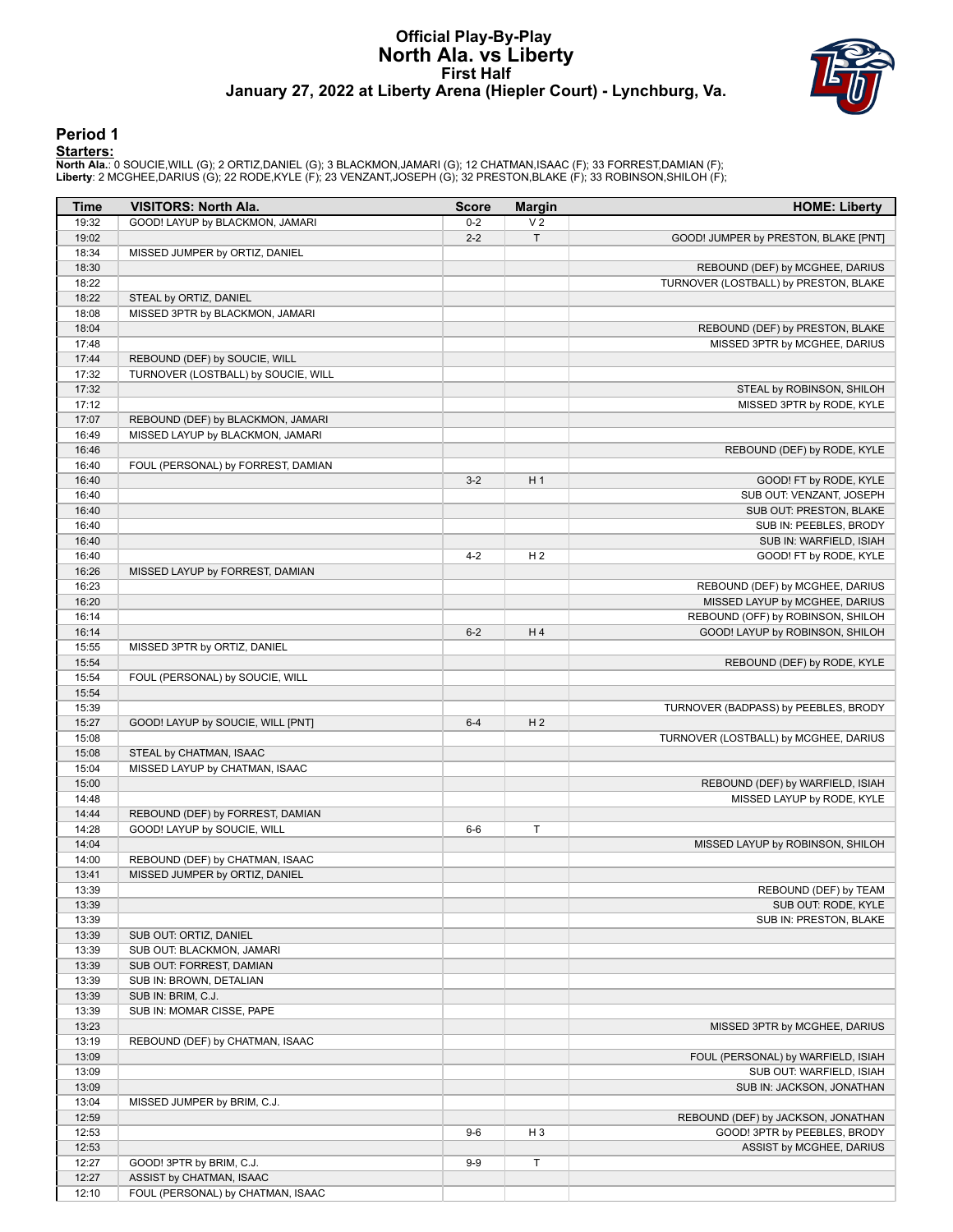# Official Play-By-Play
## North Ala. vs Liberty
### First Half
### January 27, 2022 at Liberty Arena (Hiepler Court) - Lynchburg, Va.

## Period 1

**Starters:**

**North Ala.**: 0 SOUCIE,WILL (G); 2 ORTIZ,DANIEL (G); 3 BLACKMON,JAMARI (G); 12 CHATMAN,ISAAC (F); 33 FORREST,DAMIAN (F);
**Liberty**: 2 MCGHEE,DARIUS (G); 22 RODE,KYLE (F); 23 VENZANT,JOSEPH (G); 32 PRESTON,BLAKE (F); 33 ROBINSON,SHILOH (F);

| Time | VISITORS: North Ala. | Score | Margin | HOME: Liberty |
|---|---|---|---|---|
| 19:32 | GOOD! LAYUP by BLACKMON, JAMARI | 0-2 | V 2 | |
| 19:02 | | 2-2 | T | GOOD! JUMPER by PRESTON, BLAKE [PNT] |
| 18:34 | MISSED JUMPER by ORTIZ, DANIEL | | | |
| 18:30 | | | | REBOUND (DEF) by MCGHEE, DARIUS |
| 18:22 | | | | TURNOVER (LOSTBALL) by PRESTON, BLAKE |
| 18:22 | STEAL by ORTIZ, DANIEL | | | |
| 18:08 | MISSED 3PTR by BLACKMON, JAMARI | | | |
| 18:04 | | | | REBOUND (DEF) by PRESTON, BLAKE |
| 17:48 | | | | MISSED 3PTR by MCGHEE, DARIUS |
| 17:44 | REBOUND (DEF) by SOUCIE, WILL | | | |
| 17:32 | TURNOVER (LOSTBALL) by SOUCIE, WILL | | | |
| 17:32 | | | | STEAL by ROBINSON, SHILOH |
| 17:12 | | | | MISSED 3PTR by RODE, KYLE |
| 17:07 | REBOUND (DEF) by BLACKMON, JAMARI | | | |
| 16:49 | MISSED LAYUP by BLACKMON, JAMARI | | | |
| 16:46 | | | | REBOUND (DEF) by RODE, KYLE |
| 16:40 | FOUL (PERSONAL) by FORREST, DAMIAN | | | |
| 16:40 | | 3-2 | H 1 | GOOD! FT by RODE, KYLE |
| 16:40 | | | | SUB OUT: VENZANT, JOSEPH |
| 16:40 | | | | SUB OUT: PRESTON, BLAKE |
| 16:40 | | | | SUB IN: PEEBLES, BRODY |
| 16:40 | | | | SUB IN: WARFIELD, ISIAH |
| 16:40 | | 4-2 | H 2 | GOOD! FT by RODE, KYLE |
| 16:26 | MISSED LAYUP by FORREST, DAMIAN | | | |
| 16:23 | | | | REBOUND (DEF) by MCGHEE, DARIUS |
| 16:20 | | | | MISSED LAYUP by MCGHEE, DARIUS |
| 16:14 | | | | REBOUND (OFF) by ROBINSON, SHILOH |
| 16:14 | | 6-2 | H 4 | GOOD! LAYUP by ROBINSON, SHILOH |
| 15:55 | MISSED 3PTR by ORTIZ, DANIEL | | | |
| 15:54 | | | | REBOUND (DEF) by RODE, KYLE |
| 15:54 | FOUL (PERSONAL) by SOUCIE, WILL | | | |
| 15:54 | | | | |
| 15:39 | | | | TURNOVER (BADPASS) by PEEBLES, BRODY |
| 15:27 | GOOD! LAYUP by SOUCIE, WILL [PNT] | 6-4 | H 2 | |
| 15:08 | | | | TURNOVER (LOSTBALL) by MCGHEE, DARIUS |
| 15:08 | STEAL by CHATMAN, ISAAC | | | |
| 15:04 | MISSED LAYUP by CHATMAN, ISAAC | | | |
| 15:00 | | | | REBOUND (DEF) by WARFIELD, ISIAH |
| 14:48 | | | | MISSED LAYUP by RODE, KYLE |
| 14:44 | REBOUND (DEF) by FORREST, DAMIAN | | | |
| 14:28 | GOOD! LAYUP by SOUCIE, WILL | 6-6 | T | |
| 14:04 | | | | MISSED LAYUP by ROBINSON, SHILOH |
| 14:00 | REBOUND (DEF) by CHATMAN, ISAAC | | | |
| 13:41 | MISSED JUMPER by ORTIZ, DANIEL | | | |
| 13:39 | | | | REBOUND (DEF) by TEAM |
| 13:39 | | | | SUB OUT: RODE, KYLE |
| 13:39 | | | | SUB IN: PRESTON, BLAKE |
| 13:39 | SUB OUT: ORTIZ, DANIEL | | | |
| 13:39 | SUB OUT: BLACKMON, JAMARI | | | |
| 13:39 | SUB OUT: FORREST, DAMIAN | | | |
| 13:39 | SUB IN: BROWN, DETALIAN | | | |
| 13:39 | SUB IN: BRIM, C.J. | | | |
| 13:39 | SUB IN: MOMAR CISSE, PAPE | | | |
| 13:23 | | | | MISSED 3PTR by MCGHEE, DARIUS |
| 13:19 | REBOUND (DEF) by CHATMAN, ISAAC | | | |
| 13:09 | | | | FOUL (PERSONAL) by WARFIELD, ISIAH |
| 13:09 | | | | SUB OUT: WARFIELD, ISIAH |
| 13:09 | | | | SUB IN: JACKSON, JONATHAN |
| 13:04 | MISSED JUMPER by BRIM, C.J. | | | |
| 12:59 | | | | REBOUND (DEF) by JACKSON, JONATHAN |
| 12:53 | | 9-6 | H 3 | GOOD! 3PTR by PEEBLES, BRODY |
| 12:53 | | | | ASSIST by MCGHEE, DARIUS |
| 12:27 | GOOD! 3PTR by BRIM, C.J. | 9-9 | T | |
| 12:27 | ASSIST by CHATMAN, ISAAC | | | |
| 12:10 | FOUL (PERSONAL) by CHATMAN, ISAAC | | | |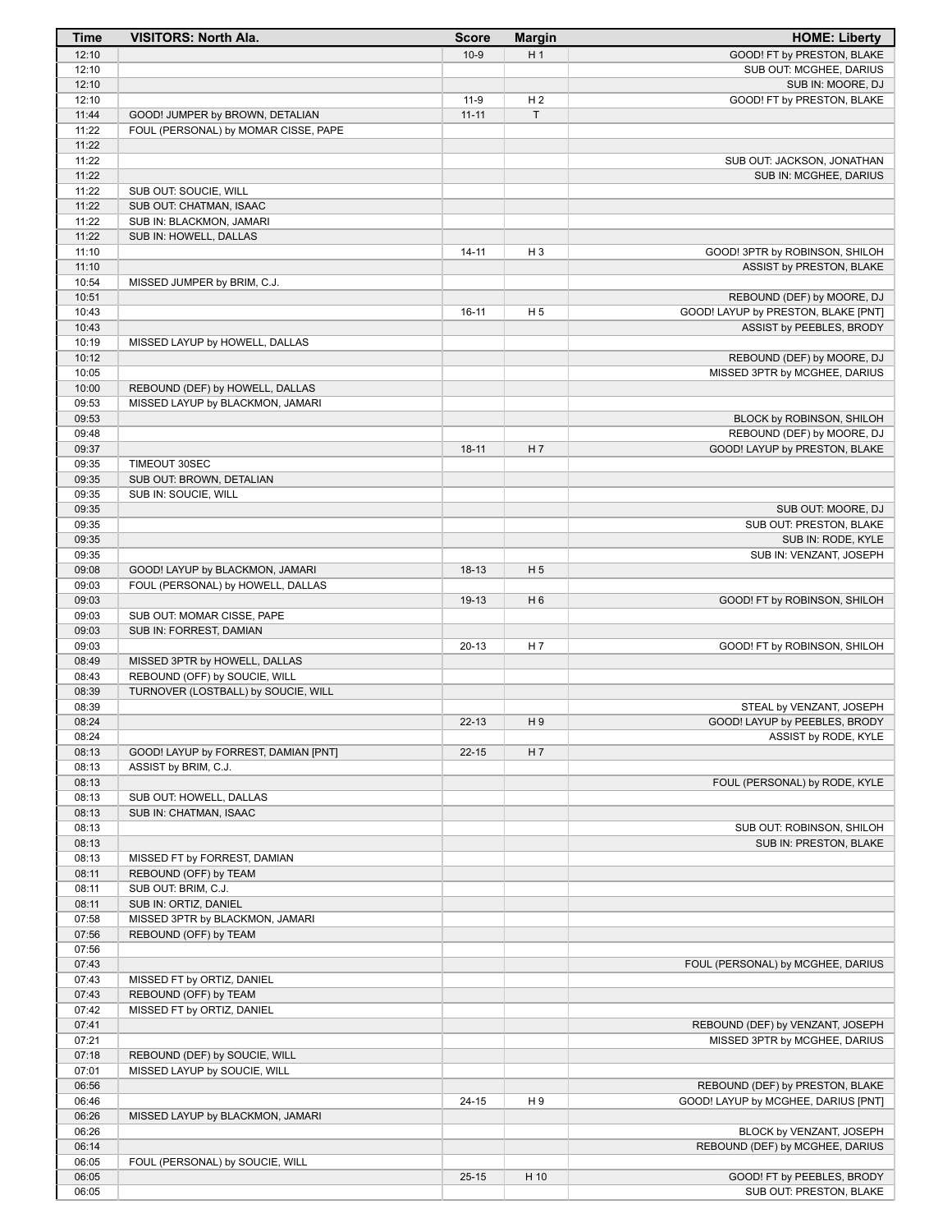| Time | VISITORS: North Ala. | Score | Margin | HOME: Liberty |
|---|---|---|---|---|
| 12:10 | | 10-9 | H 1 | GOOD! FT by PRESTON, BLAKE |
| 12:10 | | | | SUB OUT: MCGHEE, DARIUS |
| 12:10 | | | | SUB IN: MOORE, DJ |
| 12:10 | | 11-9 | H 2 | GOOD! FT by PRESTON, BLAKE |
| 11:44 | GOOD! JUMPER by BROWN, DETALIAN | 11-11 | T | |
| 11:22 | FOUL (PERSONAL) by MOMAR CISSE, PAPE | | | |
| 11:22 | | | | |
| 11:22 | | | | SUB OUT: JACKSON, JONATHAN |
| 11:22 | | | | SUB IN: MCGHEE, DARIUS |
| 11:22 | SUB OUT: SOUCIE, WILL | | | |
| 11:22 | SUB OUT: CHATMAN, ISAAC | | | |
| 11:22 | SUB IN: BLACKMON, JAMARI | | | |
| 11:22 | SUB IN: HOWELL, DALLAS | | | |
| 11:10 | | 14-11 | H 3 | GOOD! 3PTR by ROBINSON, SHILOH |
| 11:10 | | | | ASSIST by PRESTON, BLAKE |
| 10:54 | MISSED JUMPER by BRIM, C.J. | | | |
| 10:51 | | | | REBOUND (DEF) by MOORE, DJ |
| 10:43 | | 16-11 | H 5 | GOOD! LAYUP by PRESTON, BLAKE [PNT] |
| 10:43 | | | | ASSIST by PEEBLES, BRODY |
| 10:19 | MISSED LAYUP by HOWELL, DALLAS | | | |
| 10:12 | | | | REBOUND (DEF) by MOORE, DJ |
| 10:05 | | | | MISSED 3PTR by MCGHEE, DARIUS |
| 10:00 | REBOUND (DEF) by HOWELL, DALLAS | | | |
| 09:53 | MISSED LAYUP by BLACKMON, JAMARI | | | |
| 09:53 | | | | BLOCK by ROBINSON, SHILOH |
| 09:48 | | | | REBOUND (DEF) by MOORE, DJ |
| 09:37 | | 18-11 | H 7 | GOOD! LAYUP by PRESTON, BLAKE |
| 09:35 | TIMEOUT 30SEC | | | |
| 09:35 | SUB OUT: BROWN, DETALIAN | | | |
| 09:35 | SUB IN: SOUCIE, WILL | | | |
| 09:35 | | | | SUB OUT: MOORE, DJ |
| 09:35 | | | | SUB OUT: PRESTON, BLAKE |
| 09:35 | | | | SUB IN: RODE, KYLE |
| 09:35 | | | | SUB IN: VENZANT, JOSEPH |
| 09:08 | GOOD! LAYUP by BLACKMON, JAMARI | 18-13 | H 5 | |
| 09:03 | FOUL (PERSONAL) by HOWELL, DALLAS | | | |
| 09:03 | | 19-13 | H 6 | GOOD! FT by ROBINSON, SHILOH |
| 09:03 | SUB OUT: MOMAR CISSE, PAPE | | | |
| 09:03 | SUB IN: FORREST, DAMIAN | | | |
| 09:03 | | 20-13 | H 7 | GOOD! FT by ROBINSON, SHILOH |
| 08:49 | MISSED 3PTR by HOWELL, DALLAS | | | |
| 08:43 | REBOUND (OFF) by SOUCIE, WILL | | | |
| 08:39 | TURNOVER (LOSTBALL) by SOUCIE, WILL | | | |
| 08:39 | | | | STEAL by VENZANT, JOSEPH |
| 08:24 | | 22-13 | H 9 | GOOD! LAYUP by PEEBLES, BRODY |
| 08:24 | | | | ASSIST by RODE, KYLE |
| 08:13 | GOOD! LAYUP by FORREST, DAMIAN [PNT] | 22-15 | H 7 | |
| 08:13 | ASSIST by BRIM, C.J. | | | |
| 08:13 | | | | FOUL (PERSONAL) by RODE, KYLE |
| 08:13 | SUB OUT: HOWELL, DALLAS | | | |
| 08:13 | SUB IN: CHATMAN, ISAAC | | | |
| 08:13 | | | | SUB OUT: ROBINSON, SHILOH |
| 08:13 | | | | SUB IN: PRESTON, BLAKE |
| 08:13 | MISSED FT by FORREST, DAMIAN | | | |
| 08:11 | REBOUND (OFF) by TEAM | | | |
| 08:11 | SUB OUT: BRIM, C.J. | | | |
| 08:11 | SUB IN: ORTIZ, DANIEL | | | |
| 07:58 | MISSED 3PTR by BLACKMON, JAMARI | | | |
| 07:56 | REBOUND (OFF) by TEAM | | | |
| 07:56 | | | | |
| 07:43 | | | | FOUL (PERSONAL) by MCGHEE, DARIUS |
| 07:43 | MISSED FT by ORTIZ, DANIEL | | | |
| 07:43 | REBOUND (OFF) by TEAM | | | |
| 07:42 | MISSED FT by ORTIZ, DANIEL | | | |
| 07:41 | | | | REBOUND (DEF) by VENZANT, JOSEPH |
| 07:21 | | | | MISSED 3PTR by MCGHEE, DARIUS |
| 07:18 | REBOUND (DEF) by SOUCIE, WILL | | | |
| 07:01 | MISSED LAYUP by SOUCIE, WILL | | | |
| 06:56 | | | | REBOUND (DEF) by PRESTON, BLAKE |
| 06:46 | | 24-15 | H 9 | GOOD! LAYUP by MCGHEE, DARIUS [PNT] |
| 06:26 | MISSED LAYUP by BLACKMON, JAMARI | | | |
| 06:26 | | | | BLOCK by VENZANT, JOSEPH |
| 06:14 | | | | REBOUND (DEF) by MCGHEE, DARIUS |
| 06:05 | FOUL (PERSONAL) by SOUCIE, WILL | | | |
| 06:05 | | 25-15 | H 10 | GOOD! FT by PEEBLES, BRODY |
| 06:05 | | | | SUB OUT: PRESTON, BLAKE |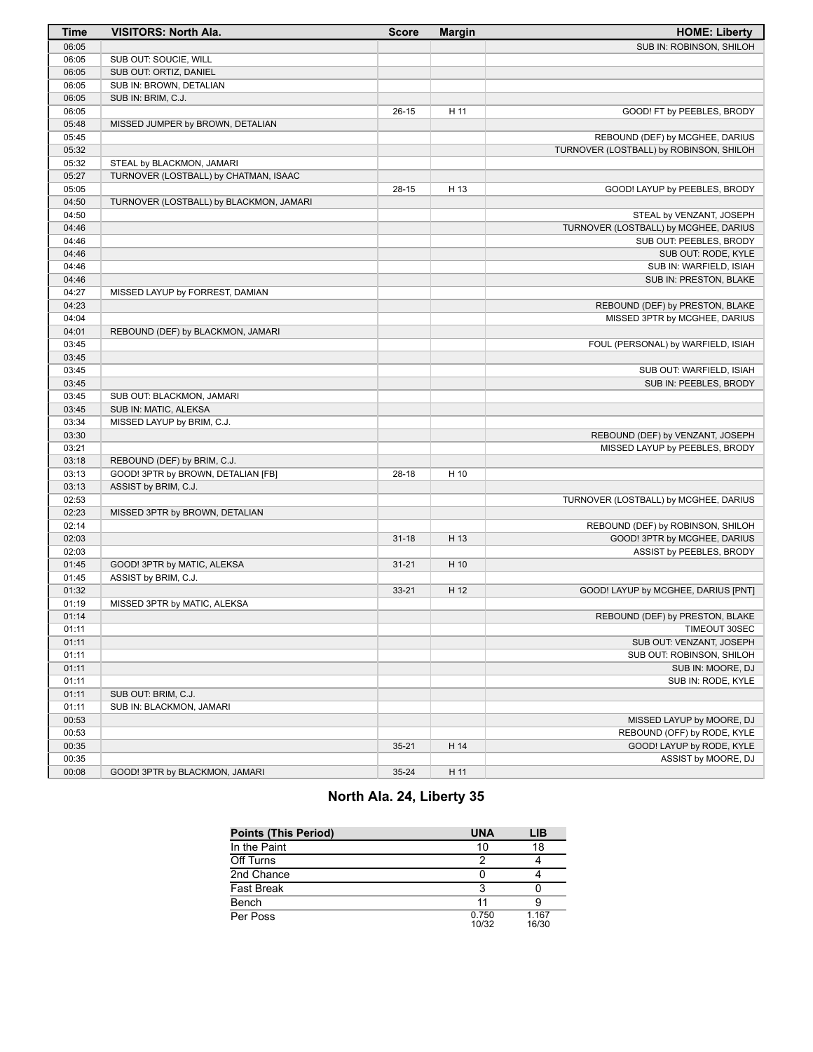| Time | VISITORS: North Ala. | Score | Margin | HOME: Liberty |
| --- | --- | --- | --- | --- |
| 06:05 | | | | SUB IN: ROBINSON, SHILOH |
| 06:05 | SUB OUT: SOUCIE, WILL | | | |
| 06:05 | SUB OUT: ORTIZ, DANIEL | | | |
| 06:05 | SUB IN: BROWN, DETALIAN | | | |
| 06:05 | SUB IN: BRIM, C.J. | | | |
| 06:05 | | 26-15 | H 11 | GOOD! FT by PEEBLES, BRODY |
| 05:48 | MISSED JUMPER by BROWN, DETALIAN | | | |
| 05:45 | | | | REBOUND (DEF) by MCGHEE, DARIUS |
| 05:32 | | | | TURNOVER (LOSTBALL) by ROBINSON, SHILOH |
| 05:32 | STEAL by BLACKMON, JAMARI | | | |
| 05:27 | TURNOVER (LOSTBALL) by CHATMAN, ISAAC | | | |
| 05:05 | | 28-15 | H 13 | GOOD! LAYUP by PEEBLES, BRODY |
| 04:50 | TURNOVER (LOSTBALL) by BLACKMON, JAMARI | | | |
| 04:50 | | | | STEAL by VENZANT, JOSEPH |
| 04:46 | | | | TURNOVER (LOSTBALL) by MCGHEE, DARIUS |
| 04:46 | | | | SUB OUT: PEEBLES, BRODY |
| 04:46 | | | | SUB OUT: RODE, KYLE |
| 04:46 | | | | SUB IN: WARFIELD, ISIAH |
| 04:46 | | | | SUB IN: PRESTON, BLAKE |
| 04:27 | MISSED LAYUP by FORREST, DAMIAN | | | |
| 04:23 | | | | REBOUND (DEF) by PRESTON, BLAKE |
| 04:04 | | | | MISSED 3PTR by MCGHEE, DARIUS |
| 04:01 | REBOUND (DEF) by BLACKMON, JAMARI | | | |
| 03:45 | | | | FOUL (PERSONAL) by WARFIELD, ISIAH |
| 03:45 | | | | |
| 03:45 | | | | SUB OUT: WARFIELD, ISIAH |
| 03:45 | | | | SUB IN: PEEBLES, BRODY |
| 03:45 | SUB OUT: BLACKMON, JAMARI | | | |
| 03:45 | SUB IN: MATIC, ALEKSA | | | |
| 03:34 | MISSED LAYUP by BRIM, C.J. | | | |
| 03:30 | | | | REBOUND (DEF) by VENZANT, JOSEPH |
| 03:21 | | | | MISSED LAYUP by PEEBLES, BRODY |
| 03:18 | REBOUND (DEF) by BRIM, C.J. | | | |
| 03:13 | GOOD! 3PTR by BROWN, DETALIAN [FB] | 28-18 | H 10 | |
| 03:13 | ASSIST by BRIM, C.J. | | | |
| 02:53 | | | | TURNOVER (LOSTBALL) by MCGHEE, DARIUS |
| 02:23 | MISSED 3PTR by BROWN, DETALIAN | | | |
| 02:14 | | | | REBOUND (DEF) by ROBINSON, SHILOH |
| 02:03 | | 31-18 | H 13 | GOOD! 3PTR by MCGHEE, DARIUS |
| 02:03 | | | | ASSIST by PEEBLES, BRODY |
| 01:45 | GOOD! 3PTR by MATIC, ALEKSA | 31-21 | H 10 | |
| 01:45 | ASSIST by BRIM, C.J. | | | |
| 01:32 | | 33-21 | H 12 | GOOD! LAYUP by MCGHEE, DARIUS [PNT] |
| 01:19 | MISSED 3PTR by MATIC, ALEKSA | | | |
| 01:14 | | | | REBOUND (DEF) by PRESTON, BLAKE |
| 01:11 | | | | TIMEOUT 30SEC |
| 01:11 | | | | SUB OUT: VENZANT, JOSEPH |
| 01:11 | | | | SUB OUT: ROBINSON, SHILOH |
| 01:11 | | | | SUB IN: MOORE, DJ |
| 01:11 | | | | SUB IN: RODE, KYLE |
| 01:11 | SUB OUT: BRIM, C.J. | | | |
| 01:11 | SUB IN: BLACKMON, JAMARI | | | |
| 00:53 | | | | MISSED LAYUP by MOORE, DJ |
| 00:53 | | | | REBOUND (OFF) by RODE, KYLE |
| 00:35 | | 35-21 | H 14 | GOOD! LAYUP by RODE, KYLE |
| 00:35 | | | | ASSIST by MOORE, DJ |
| 00:08 | GOOD! 3PTR by BLACKMON, JAMARI | 35-24 | H 11 | |

## North Ala. 24, Liberty 35

| Points (This Period) | UNA | LIB |
| --- | --- | --- |
| In the Paint | 10 | 18 |
| Off Turns | 2 | 4 |
| 2nd Chance | 0 | 4 |
| Fast Break | 3 | 0 |
| Bench | 11 | 9 |
| Per Poss | 0.750 10/32 | 1.167 16/30 |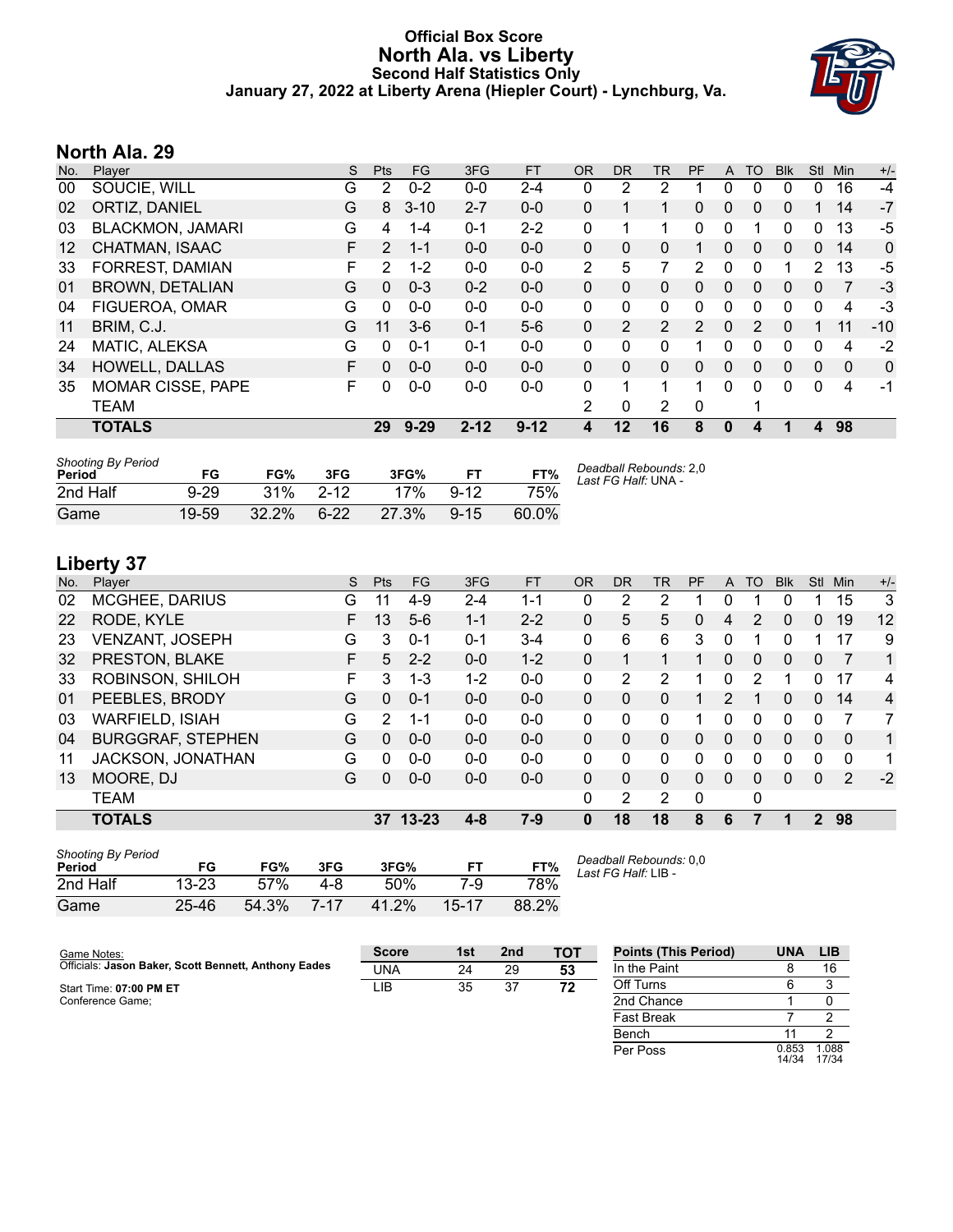# Official Box Score
# North Ala. vs Liberty
## Second Half Statistics Only
### January 27, 2022 at Liberty Arena (Hiepler Court) - Lynchburg, Va.

## North Ala. 29

| No. | Player | S | Pts | FG | 3FG | FT | OR | DR | TR | PF | A | TO | Blk | Stl | Min | +/- |
|---|---|---|---|---|---|---|---|---|---|---|---|---|---|---|---|---|
| 00 | SOUCIE, WILL | G | 2 | 0-2 | 0-0 | 2-4 | 0 | 2 | 2 | 1 | 0 | 0 | 0 | 0 | 16 | -4 |
| 02 | ORTIZ, DANIEL | G | 8 | 3-10 | 2-7 | 0-0 | 0 | 1 | 1 | 0 | 0 | 0 | 0 | 1 | 14 | -7 |
| 03 | BLACKMON, JAMARI | G | 4 | 1-4 | 0-1 | 2-2 | 0 | 1 | 1 | 0 | 0 | 1 | 0 | 0 | 13 | -5 |
| 12 | CHATMAN, ISAAC | F | 2 | 1-1 | 0-0 | 0-0 | 0 | 0 | 0 | 1 | 0 | 0 | 0 | 0 | 14 | 0 |
| 33 | FORREST, DAMIAN | F | 2 | 1-2 | 0-0 | 0-0 | 2 | 5 | 7 | 2 | 0 | 0 | 1 | 2 | 13 | -5 |
| 01 | BROWN, DETALIAN | G | 0 | 0-3 | 0-2 | 0-0 | 0 | 0 | 0 | 0 | 0 | 0 | 0 | 0 | 7 | -3 |
| 04 | FIGUEROA, OMAR | G | 0 | 0-0 | 0-0 | 0-0 | 0 | 0 | 0 | 0 | 0 | 0 | 0 | 0 | 4 | -3 |
| 11 | BRIM, C.J. | G | 11 | 3-6 | 0-1 | 5-6 | 0 | 2 | 2 | 2 | 0 | 2 | 0 | 1 | 11 | -10 |
| 24 | MATIC, ALEKSA | G | 0 | 0-1 | 0-1 | 0-0 | 0 | 0 | 0 | 1 | 0 | 0 | 0 | 0 | 4 | -2 |
| 34 | HOWELL, DALLAS | F | 0 | 0-0 | 0-0 | 0-0 | 0 | 0 | 0 | 0 | 0 | 0 | 0 | 0 | 0 | 0 |
| 35 | MOMAR CISSE, PAPE | F | 0 | 0-0 | 0-0 | 0-0 | 0 | 1 | 1 | 1 | 0 | 0 | 0 | 0 | 4 | -1 |
| | TEAM | | | | | | 2 | 0 | 2 | 0 | | 1 | | | | |
| | **TOTALS** | | **29** | **9-29** | **2-12** | **9-12** | **4** | **12** | **16** | **8** | **0** | **4** | **1** | **4** | **98** | |

*Shooting By Period*

| Period | FG | FG% | 3FG | 3FG% | FT | FT% |
|---|---|---|---|---|---|---|
| 2nd Half | 9-29 | 31% | 2-12 | 17% | 9-12 | 75% |
| Game | 19-59 | 32.2% | 6-22 | 27.3% | 9-15 | 60.0% |

*Deadball Rebounds:* 2,0
*Last FG Half:* UNA -

## Liberty 37

| No. | Player | S | Pts | FG | 3FG | FT | OR | DR | TR | PF | A | TO | Blk | Stl | Min | +/- |
|---|---|---|---|---|---|---|---|---|---|---|---|---|---|---|---|---|
| 02 | MCGHEE, DARIUS | G | 11 | 4-9 | 2-4 | 1-1 | 0 | 2 | 2 | 1 | 0 | 1 | 0 | 1 | 15 | 3 |
| 22 | RODE, KYLE | F | 13 | 5-6 | 1-1 | 2-2 | 0 | 5 | 5 | 0 | 4 | 2 | 0 | 0 | 19 | 12 |
| 23 | VENZANT, JOSEPH | G | 3 | 0-1 | 0-1 | 3-4 | 0 | 6 | 6 | 3 | 0 | 1 | 0 | 1 | 17 | 9 |
| 32 | PRESTON, BLAKE | F | 5 | 2-2 | 0-0 | 1-2 | 0 | 1 | 1 | 1 | 0 | 0 | 0 | 0 | 7 | 1 |
| 33 | ROBINSON, SHILOH | F | 3 | 1-3 | 1-2 | 0-0 | 0 | 2 | 2 | 1 | 0 | 2 | 1 | 0 | 17 | 4 |
| 01 | PEEBLES, BRODY | G | 0 | 0-1 | 0-0 | 0-0 | 0 | 0 | 0 | 1 | 2 | 1 | 0 | 0 | 14 | 4 |
| 03 | WARFIELD, ISIAH | G | 2 | 1-1 | 0-0 | 0-0 | 0 | 0 | 0 | 1 | 0 | 0 | 0 | 0 | 7 | 7 |
| 04 | BURGGRAF, STEPHEN | G | 0 | 0-0 | 0-0 | 0-0 | 0 | 0 | 0 | 0 | 0 | 0 | 0 | 0 | 0 | 1 |
| 11 | JACKSON, JONATHAN | G | 0 | 0-0 | 0-0 | 0-0 | 0 | 0 | 0 | 0 | 0 | 0 | 0 | 0 | 0 | 1 |
| 13 | MOORE, DJ | G | 0 | 0-0 | 0-0 | 0-0 | 0 | 0 | 0 | 0 | 0 | 0 | 0 | 0 | 2 | -2 |
| | TEAM | | | | | | 0 | 2 | 2 | 0 | | 0 | | | | |
| | **TOTALS** | | **37** | **13-23** | **4-8** | **7-9** | **0** | **18** | **18** | **8** | **6** | **7** | **1** | **2** | **98** | |

*Shooting By Period*

| Period | FG | FG% | 3FG | 3FG% | FT | FT% |
|---|---|---|---|---|---|---|
| 2nd Half | 13-23 | 57% | 4-8 | 50% | 7-9 | 78% |
| Game | 25-46 | 54.3% | 7-17 | 41.2% | 15-17 | 88.2% |

*Deadball Rebounds:* 0,0
*Last FG Half:* LIB -

Game Notes:
Officials: **Jason Baker, Scott Bennett, Anthony Eades**
Start Time: **07:00 PM ET**
Conference Game;

| Score | 1st | 2nd | TOT |
|---|---|---|---|
| UNA | 24 | 29 | **53** |
| LIB | 35 | 37 | **72** |

| Points (This Period) | UNA | LIB |
|---|---|---|
| In the Paint | 8 | 16 |
| Off Turns | 6 | 3 |
| 2nd Chance | 1 | 0 |
| Fast Break | 7 | 2 |
| Bench | 11 | 2 |
| Per Poss | 0.853 14/34 | 1.088 17/34 |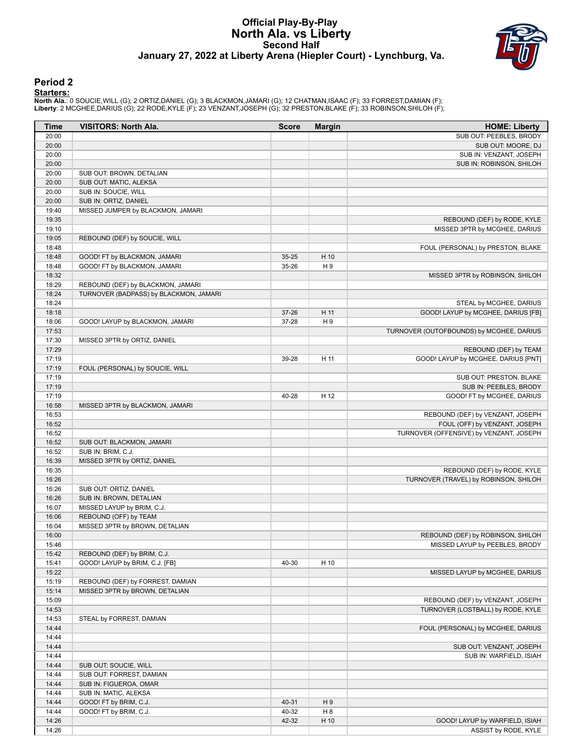# Official Play-By-Play
## North Ala. vs Liberty
### Second Half
### January 27, 2022 at Liberty Arena (Hiepler Court) - Lynchburg, Va.

## Period 2

**Starters:**

**North Ala.**: 0 SOUCIE,WILL (G); 2 ORTIZ,DANIEL (G); 3 BLACKMON,JAMARI (G); 12 CHATMAN,ISAAC (F); 33 FORREST,DAMIAN (F);
**Liberty**: 2 MCGHEE,DARIUS (G); 22 RODE,KYLE (F); 23 VENZANT,JOSEPH (G); 32 PRESTON,BLAKE (F); 33 ROBINSON,SHILOH (F);

| Time | VISITORS: North Ala. | Score | Margin | HOME: Liberty |
|---|---|---|---|---|
| 20:00 | | | | SUB OUT: PEEBLES, BRODY |
| 20:00 | | | | SUB OUT: MOORE, DJ |
| 20:00 | | | | SUB IN: VENZANT, JOSEPH |
| 20:00 | | | | SUB IN: ROBINSON, SHILOH |
| 20:00 | SUB OUT: BROWN, DETALIAN | | | |
| 20:00 | SUB OUT: MATIC, ALEKSA | | | |
| 20:00 | SUB IN: SOUCIE, WILL | | | |
| 20:00 | SUB IN: ORTIZ, DANIEL | | | |
| 19:40 | MISSED JUMPER by BLACKMON, JAMARI | | | |
| 19:35 | | | | REBOUND (DEF) by RODE, KYLE |
| 19:10 | | | | MISSED 3PTR by MCGHEE, DARIUS |
| 19:05 | REBOUND (DEF) by SOUCIE, WILL | | | |
| 18:48 | | | | FOUL (PERSONAL) by PRESTON, BLAKE |
| 18:48 | GOOD! FT by BLACKMON, JAMARI | 35-25 | H 10 | |
| 18:48 | GOOD! FT by BLACKMON, JAMARI | 35-26 | H 9 | |
| 18:32 | | | | MISSED 3PTR by ROBINSON, SHILOH |
| 18:29 | REBOUND (DEF) by BLACKMON, JAMARI | | | |
| 18:24 | TURNOVER (BADPASS) by BLACKMON, JAMARI | | | |
| 18:24 | | | | STEAL by MCGHEE, DARIUS |
| 18:18 | | 37-26 | H 11 | GOOD! LAYUP by MCGHEE, DARIUS [FB] |
| 18:06 | GOOD! LAYUP by BLACKMON, JAMARI | 37-28 | H 9 | |
| 17:53 | | | | TURNOVER (OUTOFBOUNDS) by MCGHEE, DARIUS |
| 17:30 | MISSED 3PTR by ORTIZ, DANIEL | | | |
| 17:29 | | | | REBOUND (DEF) by TEAM |
| 17:19 | | 39-28 | H 11 | GOOD! LAYUP by MCGHEE, DARIUS [PNT] |
| 17:19 | FOUL (PERSONAL) by SOUCIE, WILL | | | |
| 17:19 | | | | SUB OUT: PRESTON, BLAKE |
| 17:19 | | | | SUB IN: PEEBLES, BRODY |
| 17:19 | | 40-28 | H 12 | GOOD! FT by MCGHEE, DARIUS |
| 16:58 | MISSED 3PTR by BLACKMON, JAMARI | | | |
| 16:53 | | | | REBOUND (DEF) by VENZANT, JOSEPH |
| 16:52 | | | | FOUL (OFF) by VENZANT, JOSEPH |
| 16:52 | | | | TURNOVER (OFFENSIVE) by VENZANT, JOSEPH |
| 16:52 | SUB OUT: BLACKMON, JAMARI | | | |
| 16:52 | SUB IN: BRIM, C.J. | | | |
| 16:39 | MISSED 3PTR by ORTIZ, DANIEL | | | |
| 16:35 | | | | REBOUND (DEF) by RODE, KYLE |
| 16:26 | | | | TURNOVER (TRAVEL) by ROBINSON, SHILOH |
| 16:26 | SUB OUT: ORTIZ, DANIEL | | | |
| 16:26 | SUB IN: BROWN, DETALIAN | | | |
| 16:07 | MISSED LAYUP by BRIM, C.J. | | | |
| 16:06 | REBOUND (OFF) by TEAM | | | |
| 16:04 | MISSED 3PTR by BROWN, DETALIAN | | | |
| 16:00 | | | | REBOUND (DEF) by ROBINSON, SHILOH |
| 15:46 | | | | MISSED LAYUP by PEEBLES, BRODY |
| 15:42 | REBOUND (DEF) by BRIM, C.J. | | | |
| 15:41 | GOOD! LAYUP by BRIM, C.J. [FB] | 40-30 | H 10 | |
| 15:22 | | | | MISSED LAYUP by MCGHEE, DARIUS |
| 15:19 | REBOUND (DEF) by FORREST, DAMIAN | | | |
| 15:14 | MISSED 3PTR by BROWN, DETALIAN | | | |
| 15:09 | | | | REBOUND (DEF) by VENZANT, JOSEPH |
| 14:53 | | | | TURNOVER (LOSTBALL) by RODE, KYLE |
| 14:53 | STEAL by FORREST, DAMIAN | | | |
| 14:44 | | | | FOUL (PERSONAL) by MCGHEE, DARIUS |
| 14:44 | | | | |
| 14:44 | | | | SUB OUT: VENZANT, JOSEPH |
| 14:44 | | | | SUB IN: WARFIELD, ISIAH |
| 14:44 | SUB OUT: SOUCIE, WILL | | | |
| 14:44 | SUB OUT: FORREST, DAMIAN | | | |
| 14:44 | SUB IN: FIGUEROA, OMAR | | | |
| 14:44 | SUB IN: MATIC, ALEKSA | | | |
| 14:44 | GOOD! FT by BRIM, C.J. | 40-31 | H 9 | |
| 14:44 | GOOD! FT by BRIM, C.J. | 40-32 | H 8 | |
| 14:26 | | 42-32 | H 10 | GOOD! LAYUP by WARFIELD, ISIAH |
| 14:26 | | | | ASSIST by RODE, KYLE |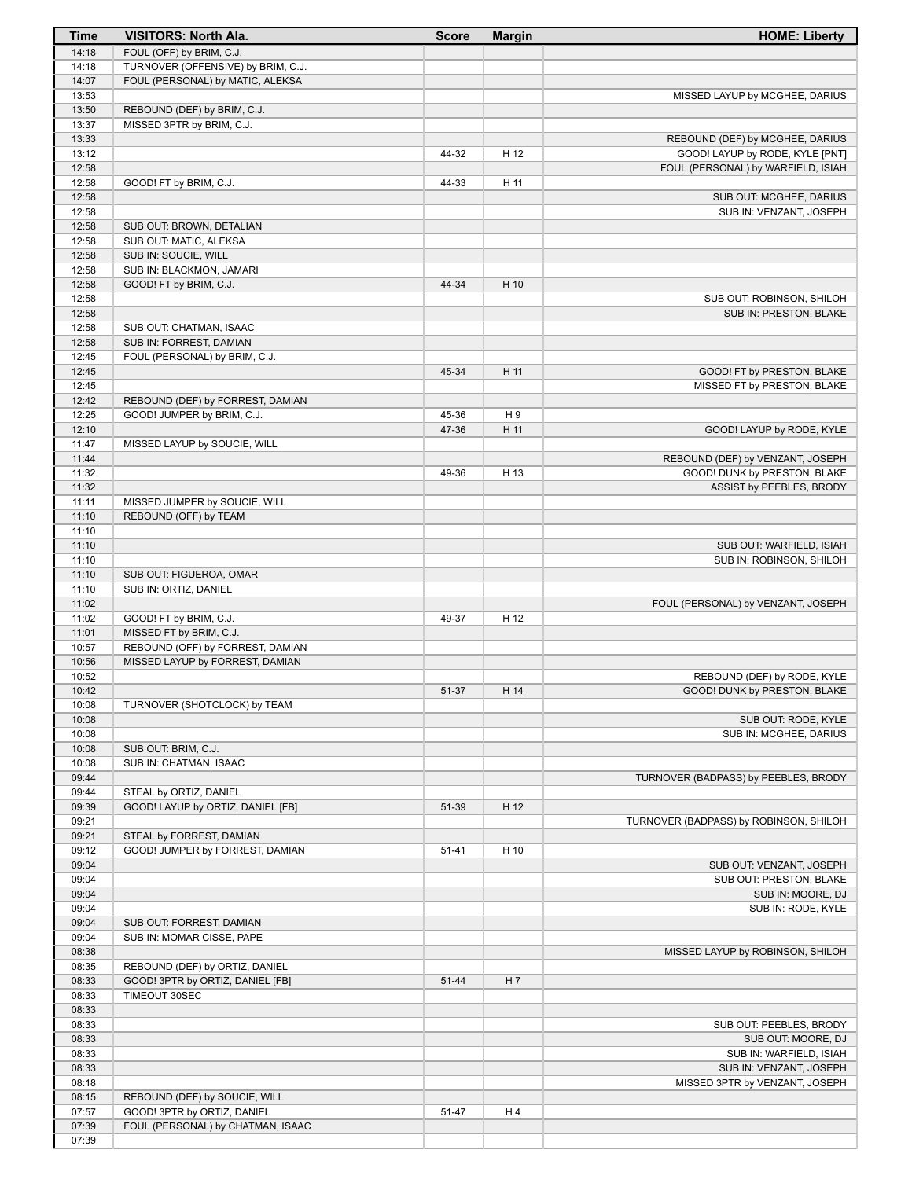| Time | VISITORS: North Ala. | Score | Margin | HOME: Liberty |
|---|---|---|---|---|
| 14:18 | FOUL (OFF) by BRIM, C.J. | | | |
| 14:18 | TURNOVER (OFFENSIVE) by BRIM, C.J. | | | |
| 14:07 | FOUL (PERSONAL) by MATIC, ALEKSA | | | |
| 13:53 | | | | MISSED LAYUP by MCGHEE, DARIUS |
| 13:50 | REBOUND (DEF) by BRIM, C.J. | | | |
| 13:37 | MISSED 3PTR by BRIM, C.J. | | | |
| 13:33 | | | | REBOUND (DEF) by MCGHEE, DARIUS |
| 13:12 | | 44-32 | H 12 | GOOD! LAYUP by RODE, KYLE [PNT] |
| 12:58 | | | | FOUL (PERSONAL) by WARFIELD, ISIAH |
| 12:58 | GOOD! FT by BRIM, C.J. | 44-33 | H 11 | |
| 12:58 | | | | SUB OUT: MCGHEE, DARIUS |
| 12:58 | | | | SUB IN: VENZANT, JOSEPH |
| 12:58 | SUB OUT: BROWN, DETALIAN | | | |
| 12:58 | SUB OUT: MATIC, ALEKSA | | | |
| 12:58 | SUB IN: SOUCIE, WILL | | | |
| 12:58 | SUB IN: BLACKMON, JAMARI | | | |
| 12:58 | GOOD! FT by BRIM, C.J. | 44-34 | H 10 | |
| 12:58 | | | | SUB OUT: ROBINSON, SHILOH |
| 12:58 | | | | SUB IN: PRESTON, BLAKE |
| 12:58 | SUB OUT: CHATMAN, ISAAC | | | |
| 12:58 | SUB IN: FORREST, DAMIAN | | | |
| 12:45 | FOUL (PERSONAL) by BRIM, C.J. | | | |
| 12:45 | | 45-34 | H 11 | GOOD! FT by PRESTON, BLAKE |
| 12:45 | | | | MISSED FT by PRESTON, BLAKE |
| 12:42 | REBOUND (DEF) by FORREST, DAMIAN | | | |
| 12:25 | GOOD! JUMPER by BRIM, C.J. | 45-36 | H 9 | |
| 12:10 | | 47-36 | H 11 | GOOD! LAYUP by RODE, KYLE |
| 11:47 | MISSED LAYUP by SOUCIE, WILL | | | |
| 11:44 | | | | REBOUND (DEF) by VENZANT, JOSEPH |
| 11:32 | | 49-36 | H 13 | GOOD! DUNK by PRESTON, BLAKE |
| 11:32 | | | | ASSIST by PEEBLES, BRODY |
| 11:11 | MISSED JUMPER by SOUCIE, WILL | | | |
| 11:10 | REBOUND (OFF) by TEAM | | | |
| 11:10 | | | | |
| 11:10 | | | | SUB OUT: WARFIELD, ISIAH |
| 11:10 | | | | SUB IN: ROBINSON, SHILOH |
| 11:10 | SUB OUT: FIGUEROA, OMAR | | | |
| 11:10 | SUB IN: ORTIZ, DANIEL | | | |
| 11:02 | | | | FOUL (PERSONAL) by VENZANT, JOSEPH |
| 11:02 | GOOD! FT by BRIM, C.J. | 49-37 | H 12 | |
| 11:01 | MISSED FT by BRIM, C.J. | | | |
| 10:57 | REBOUND (OFF) by FORREST, DAMIAN | | | |
| 10:56 | MISSED LAYUP by FORREST, DAMIAN | | | |
| 10:52 | | | | REBOUND (DEF) by RODE, KYLE |
| 10:42 | | 51-37 | H 14 | GOOD! DUNK by PRESTON, BLAKE |
| 10:08 | TURNOVER (SHOTCLOCK) by TEAM | | | |
| 10:08 | | | | SUB OUT: RODE, KYLE |
| 10:08 | | | | SUB IN: MCGHEE, DARIUS |
| 10:08 | SUB OUT: BRIM, C.J. | | | |
| 10:08 | SUB IN: CHATMAN, ISAAC | | | |
| 09:44 | | | | TURNOVER (BADPASS) by PEEBLES, BRODY |
| 09:44 | STEAL by ORTIZ, DANIEL | | | |
| 09:39 | GOOD! LAYUP by ORTIZ, DANIEL [FB] | 51-39 | H 12 | |
| 09:21 | | | | TURNOVER (BADPASS) by ROBINSON, SHILOH |
| 09:21 | STEAL by FORREST, DAMIAN | | | |
| 09:12 | GOOD! JUMPER by FORREST, DAMIAN | 51-41 | H 10 | |
| 09:04 | | | | SUB OUT: VENZANT, JOSEPH |
| 09:04 | | | | SUB OUT: PRESTON, BLAKE |
| 09:04 | | | | SUB IN: MOORE, DJ |
| 09:04 | | | | SUB IN: RODE, KYLE |
| 09:04 | SUB OUT: FORREST, DAMIAN | | | |
| 09:04 | SUB IN: MOMAR CISSE, PAPE | | | |
| 08:38 | | | | MISSED LAYUP by ROBINSON, SHILOH |
| 08:35 | REBOUND (DEF) by ORTIZ, DANIEL | | | |
| 08:33 | GOOD! 3PTR by ORTIZ, DANIEL [FB] | 51-44 | H 7 | |
| 08:33 | TIMEOUT 30SEC | | | |
| 08:33 | | | | |
| 08:33 | | | | SUB OUT: PEEBLES, BRODY |
| 08:33 | | | | SUB OUT: MOORE, DJ |
| 08:33 | | | | SUB IN: WARFIELD, ISIAH |
| 08:33 | | | | SUB IN: VENZANT, JOSEPH |
| 08:18 | | | | MISSED 3PTR by VENZANT, JOSEPH |
| 08:15 | REBOUND (DEF) by SOUCIE, WILL | | | |
| 07:57 | GOOD! 3PTR by ORTIZ, DANIEL | 51-47 | H 4 | |
| 07:39 | FOUL (PERSONAL) by CHATMAN, ISAAC | | | |
| 07:39 | | | | |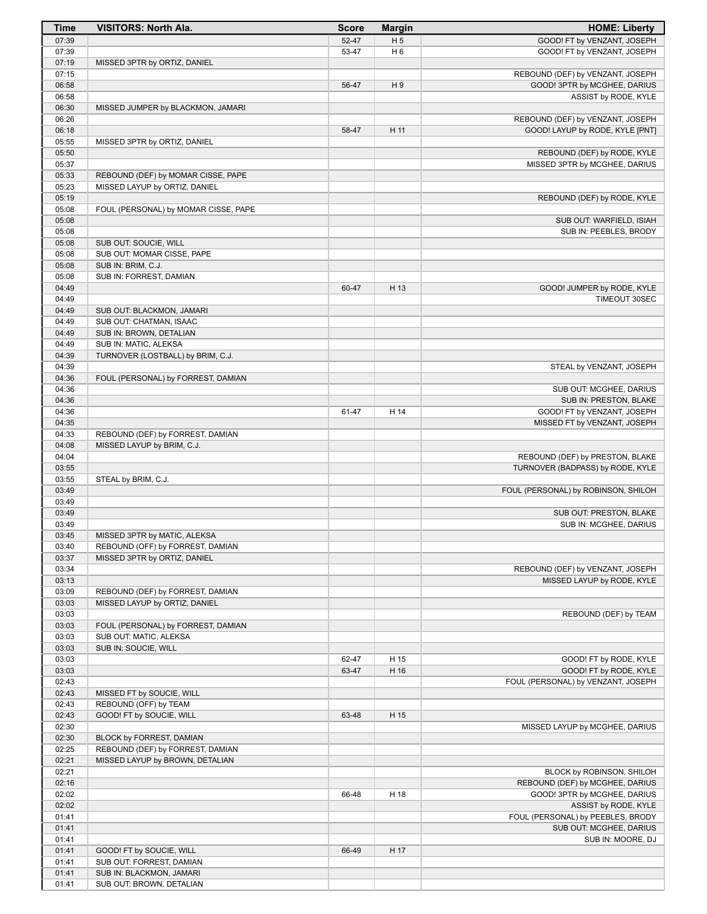| Time | VISITORS: North Ala. | Score | Margin | HOME: Liberty |
|---|---|---|---|---|
| 07:39 | | 52-47 | H 5 | GOOD! FT by VENZANT, JOSEPH |
| 07:39 | | 53-47 | H 6 | GOOD! FT by VENZANT, JOSEPH |
| 07:19 | MISSED 3PTR by ORTIZ, DANIEL | | | |
| 07:15 | | | | REBOUND (DEF) by VENZANT, JOSEPH |
| 06:58 | | 56-47 | H 9 | GOOD! 3PTR by MCGHEE, DARIUS |
| 06:58 | | | | ASSIST by RODE, KYLE |
| 06:30 | MISSED JUMPER by BLACKMON, JAMARI | | | |
| 06:26 | | | | REBOUND (DEF) by VENZANT, JOSEPH |
| 06:18 | | 58-47 | H 11 | GOOD! LAYUP by RODE, KYLE [PNT] |
| 05:55 | MISSED 3PTR by ORTIZ, DANIEL | | | |
| 05:50 | | | | REBOUND (DEF) by RODE, KYLE |
| 05:37 | | | | MISSED 3PTR by MCGHEE, DARIUS |
| 05:33 | REBOUND (DEF) by MOMAR CISSE, PAPE | | | |
| 05:23 | MISSED LAYUP by ORTIZ, DANIEL | | | |
| 05:19 | | | | REBOUND (DEF) by RODE, KYLE |
| 05:08 | FOUL (PERSONAL) by MOMAR CISSE, PAPE | | | |
| 05:08 | | | | SUB OUT: WARFIELD, ISIAH |
| 05:08 | | | | SUB IN: PEEBLES, BRODY |
| 05:08 | SUB OUT: SOUCIE, WILL | | | |
| 05:08 | SUB OUT: MOMAR CISSE, PAPE | | | |
| 05:08 | SUB IN: BRIM, C.J. | | | |
| 05:08 | SUB IN: FORREST, DAMIAN | | | |
| 04:49 | | 60-47 | H 13 | GOOD! JUMPER by RODE, KYLE |
| 04:49 | | | | TIMEOUT 30SEC |
| 04:49 | SUB OUT: BLACKMON, JAMARI | | | |
| 04:49 | SUB OUT: CHATMAN, ISAAC | | | |
| 04:49 | SUB IN: BROWN, DETALIAN | | | |
| 04:49 | SUB IN: MATIC, ALEKSA | | | |
| 04:39 | TURNOVER (LOSTBALL) by BRIM, C.J. | | | |
| 04:39 | | | | STEAL by VENZANT, JOSEPH |
| 04:36 | FOUL (PERSONAL) by FORREST, DAMIAN | | | |
| 04:36 | | | | SUB OUT: MCGHEE, DARIUS |
| 04:36 | | | | SUB IN: PRESTON, BLAKE |
| 04:36 | | 61-47 | H 14 | GOOD! FT by VENZANT, JOSEPH |
| 04:35 | | | | MISSED FT by VENZANT, JOSEPH |
| 04:33 | REBOUND (DEF) by FORREST, DAMIAN | | | |
| 04:08 | MISSED LAYUP by BRIM, C.J. | | | |
| 04:04 | | | | REBOUND (DEF) by PRESTON, BLAKE |
| 03:55 | | | | TURNOVER (BADPASS) by RODE, KYLE |
| 03:55 | STEAL by BRIM, C.J. | | | |
| 03:49 | | | | FOUL (PERSONAL) by ROBINSON, SHILOH |
| 03:49 | | | | |
| 03:49 | | | | SUB OUT: PRESTON, BLAKE |
| 03:49 | | | | SUB IN: MCGHEE, DARIUS |
| 03:45 | MISSED 3PTR by MATIC, ALEKSA | | | |
| 03:40 | REBOUND (OFF) by FORREST, DAMIAN | | | |
| 03:37 | MISSED 3PTR by ORTIZ, DANIEL | | | |
| 03:34 | | | | REBOUND (DEF) by VENZANT, JOSEPH |
| 03:13 | | | | MISSED LAYUP by RODE, KYLE |
| 03:09 | REBOUND (DEF) by FORREST, DAMIAN | | | |
| 03:03 | MISSED LAYUP by ORTIZ, DANIEL | | | |
| 03:03 | | | | REBOUND (DEF) by TEAM |
| 03:03 | FOUL (PERSONAL) by FORREST, DAMIAN | | | |
| 03:03 | SUB OUT: MATIC, ALEKSA | | | |
| 03:03 | SUB IN: SOUCIE, WILL | | | |
| 03:03 | | 62-47 | H 15 | GOOD! FT by RODE, KYLE |
| 03:03 | | 63-47 | H 16 | GOOD! FT by RODE, KYLE |
| 02:43 | | | | FOUL (PERSONAL) by VENZANT, JOSEPH |
| 02:43 | MISSED FT by SOUCIE, WILL | | | |
| 02:43 | REBOUND (OFF) by TEAM | | | |
| 02:43 | GOOD! FT by SOUCIE, WILL | 63-48 | H 15 | |
| 02:30 | | | | MISSED LAYUP by MCGHEE, DARIUS |
| 02:30 | BLOCK by FORREST, DAMIAN | | | |
| 02:25 | REBOUND (DEF) by FORREST, DAMIAN | | | |
| 02:21 | MISSED LAYUP by BROWN, DETALIAN | | | |
| 02:21 | | | | BLOCK by ROBINSON, SHILOH |
| 02:16 | | | | REBOUND (DEF) by MCGHEE, DARIUS |
| 02:02 | | 66-48 | H 18 | GOOD! 3PTR by MCGHEE, DARIUS |
| 02:02 | | | | ASSIST by RODE, KYLE |
| 01:41 | | | | FOUL (PERSONAL) by PEEBLES, BRODY |
| 01:41 | | | | SUB OUT: MCGHEE, DARIUS |
| 01:41 | | | | SUB IN: MOORE, DJ |
| 01:41 | GOOD! FT by SOUCIE, WILL | 66-49 | H 17 | |
| 01:41 | SUB OUT: FORREST, DAMIAN | | | |
| 01:41 | SUB IN: BLACKMON, JAMARI | | | |
| 01:41 | SUB OUT: BROWN, DETALIAN | | | |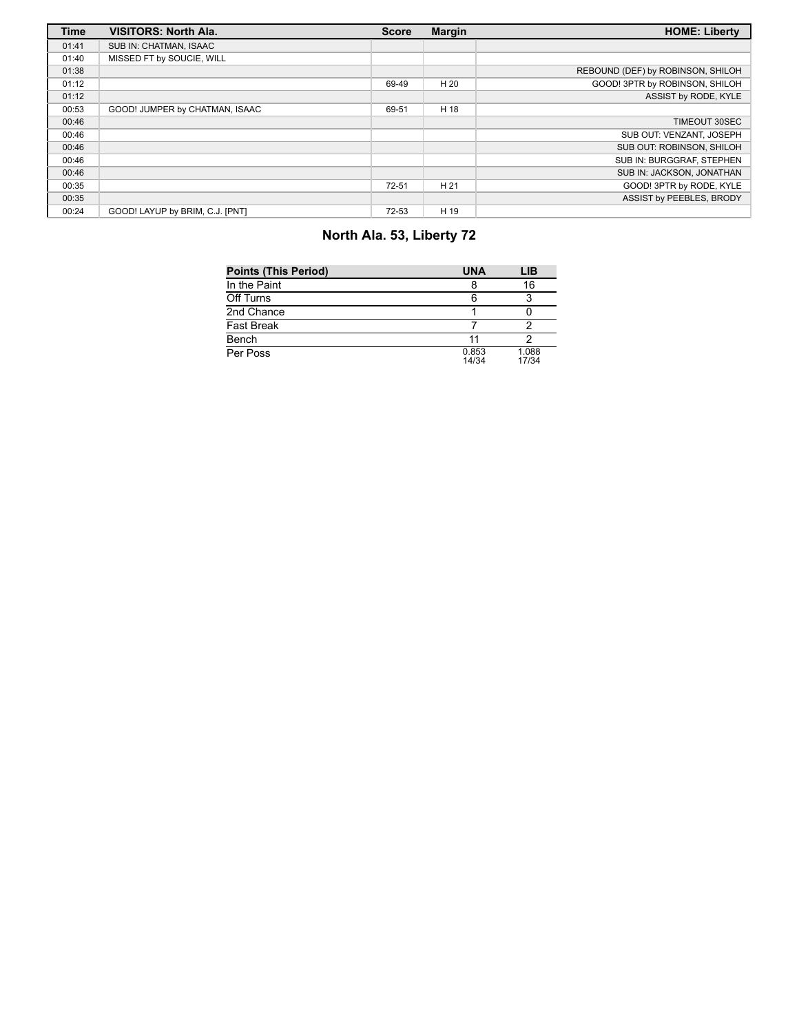| Time | VISITORS: North Ala. | Score | Margin | HOME: Liberty |
|---|---|---|---|---|
| 01:41 | SUB IN: CHATMAN, ISAAC | | | |
| 01:40 | MISSED FT by SOUCIE, WILL | | | |
| 01:38 | | | | REBOUND (DEF) by ROBINSON, SHILOH |
| 01:12 | | 69-49 | H 20 | GOOD! 3PTR by ROBINSON, SHILOH |
| 01:12 | | | | ASSIST by RODE, KYLE |
| 00:53 | GOOD! JUMPER by CHATMAN, ISAAC | 69-51 | H 18 | |
| 00:46 | | | | TIMEOUT 30SEC |
| 00:46 | | | | SUB OUT: VENZANT, JOSEPH |
| 00:46 | | | | SUB OUT: ROBINSON, SHILOH |
| 00:46 | | | | SUB IN: BURGGRAF, STEPHEN |
| 00:46 | | | | SUB IN: JACKSON, JONATHAN |
| 00:35 | | 72-51 | H 21 | GOOD! 3PTR by RODE, KYLE |
| 00:35 | | | | ASSIST by PEEBLES, BRODY |
| 00:24 | GOOD! LAYUP by BRIM, C.J. [PNT] | 72-53 | H 19 | |

## North Ala. 53, Liberty 72

| Points (This Period) | UNA | LIB |
|---|---|---|
| In the Paint | 8 | 16 |
| Off Turns | 6 | 3 |
| 2nd Chance | 1 | 0 |
| Fast Break | 7 | 2 |
| Bench | 11 | 2 |
| Per Poss | 0.853 14/34 | 1.088 17/34 |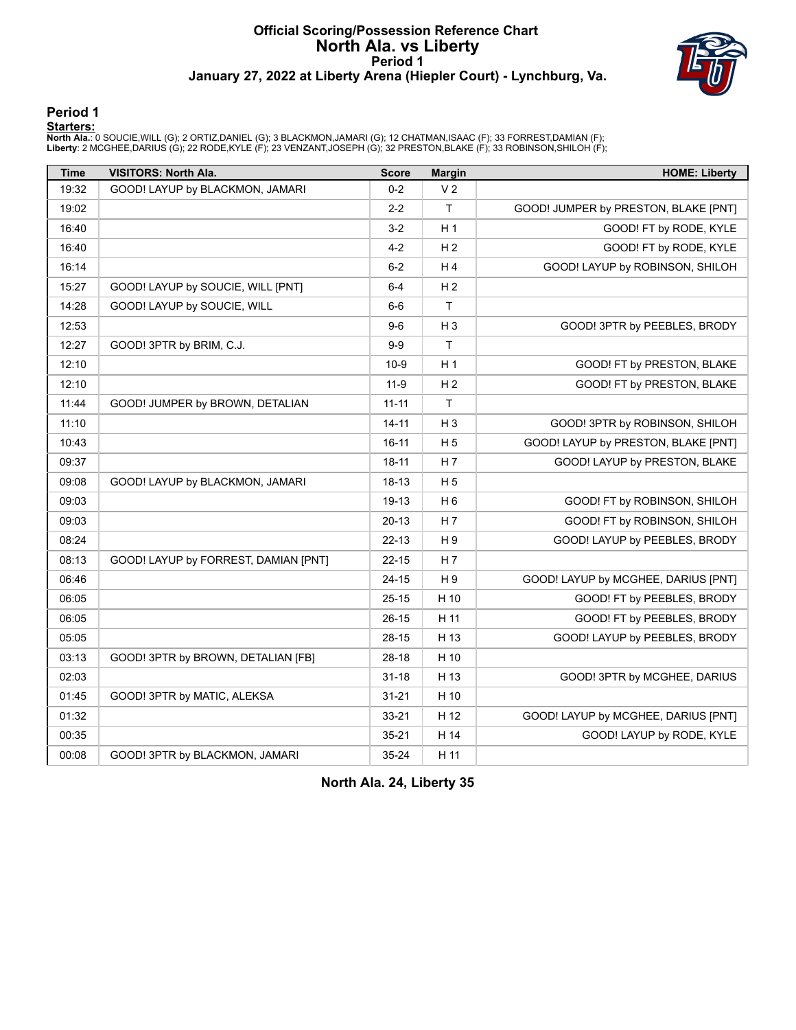# Official Scoring/Possession Reference Chart
## North Ala. vs Liberty
### Period 1
### January 27, 2022 at Liberty Arena (Hiepler Court) - Lynchburg, Va.

## Period 1

**Starters:**

**North Ala.**: 0 SOUCIE,WILL (G); 2 ORTIZ,DANIEL (G); 3 BLACKMON,JAMARI (G); 12 CHATMAN,ISAAC (F); 33 FORREST,DAMIAN (F);
**Liberty**: 2 MCGHEE,DARIUS (G); 22 RODE,KYLE (F); 23 VENZANT,JOSEPH (G); 32 PRESTON,BLAKE (F); 33 ROBINSON,SHILOH (F);

| Time | VISITORS: North Ala. | Score | Margin | HOME: Liberty |
|---|---|---|---|---|
| 19:32 | GOOD! LAYUP by BLACKMON, JAMARI | 0-2 | V 2 | |
| 19:02 | | 2-2 | T | GOOD! JUMPER by PRESTON, BLAKE [PNT] |
| 16:40 | | 3-2 | H 1 | GOOD! FT by RODE, KYLE |
| 16:40 | | 4-2 | H 2 | GOOD! FT by RODE, KYLE |
| 16:14 | | 6-2 | H 4 | GOOD! LAYUP by ROBINSON, SHILOH |
| 15:27 | GOOD! LAYUP by SOUCIE, WILL [PNT] | 6-4 | H 2 | |
| 14:28 | GOOD! LAYUP by SOUCIE, WILL | 6-6 | T | |
| 12:53 | | 9-6 | H 3 | GOOD! 3PTR by PEEBLES, BRODY |
| 12:27 | GOOD! 3PTR by BRIM, C.J. | 9-9 | T | |
| 12:10 | | 10-9 | H 1 | GOOD! FT by PRESTON, BLAKE |
| 12:10 | | 11-9 | H 2 | GOOD! FT by PRESTON, BLAKE |
| 11:44 | GOOD! JUMPER by BROWN, DETALIAN | 11-11 | T | |
| 11:10 | | 14-11 | H 3 | GOOD! 3PTR by ROBINSON, SHILOH |
| 10:43 | | 16-11 | H 5 | GOOD! LAYUP by PRESTON, BLAKE [PNT] |
| 09:37 | | 18-11 | H 7 | GOOD! LAYUP by PRESTON, BLAKE |
| 09:08 | GOOD! LAYUP by BLACKMON, JAMARI | 18-13 | H 5 | |
| 09:03 | | 19-13 | H 6 | GOOD! FT by ROBINSON, SHILOH |
| 09:03 | | 20-13 | H 7 | GOOD! FT by ROBINSON, SHILOH |
| 08:24 | | 22-13 | H 9 | GOOD! LAYUP by PEEBLES, BRODY |
| 08:13 | GOOD! LAYUP by FORREST, DAMIAN [PNT] | 22-15 | H 7 | |
| 06:46 | | 24-15 | H 9 | GOOD! LAYUP by MCGHEE, DARIUS [PNT] |
| 06:05 | | 25-15 | H 10 | GOOD! FT by PEEBLES, BRODY |
| 06:05 | | 26-15 | H 11 | GOOD! FT by PEEBLES, BRODY |
| 05:05 | | 28-15 | H 13 | GOOD! LAYUP by PEEBLES, BRODY |
| 03:13 | GOOD! 3PTR by BROWN, DETALIAN [FB] | 28-18 | H 10 | |
| 02:03 | | 31-18 | H 13 | GOOD! 3PTR by MCGHEE, DARIUS |
| 01:45 | GOOD! 3PTR by MATIC, ALEKSA | 31-21 | H 10 | |
| 01:32 | | 33-21 | H 12 | GOOD! LAYUP by MCGHEE, DARIUS [PNT] |
| 00:35 | | 35-21 | H 14 | GOOD! LAYUP by RODE, KYLE |
| 00:08 | GOOD! 3PTR by BLACKMON, JAMARI | 35-24 | H 11 | |

**North Ala. 24, Liberty 35**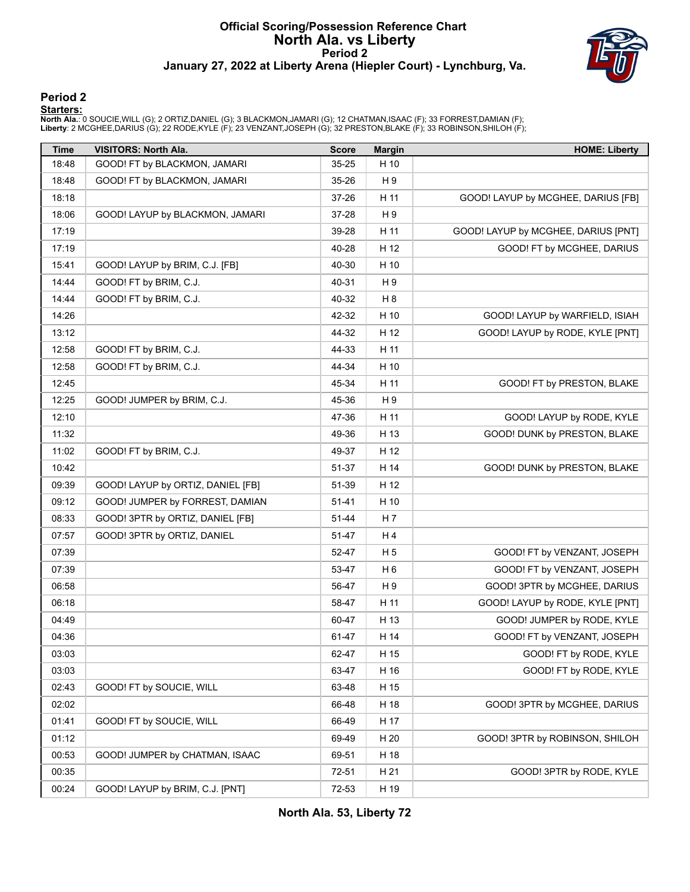# Official Scoring/Possession Reference Chart
# North Ala. vs Liberty
## Period 2
### January 27, 2022 at Liberty Arena (Hiepler Court) - Lynchburg, Va.

## Period 2

**Starters:**

**North Ala.**: 0 SOUCIE,WILL (G); 2 ORTIZ,DANIEL (G); 3 BLACKMON,JAMARI (G); 12 CHATMAN,ISAAC (F); 33 FORREST,DAMIAN (F);
**Liberty**: 2 MCGHEE,DARIUS (G); 22 RODE,KYLE (F); 23 VENZANT,JOSEPH (G); 32 PRESTON,BLAKE (F); 33 ROBINSON,SHILOH (F);

| Time | VISITORS: North Ala. | Score | Margin | HOME: Liberty |
|---|---|---|---|---|
| 18:48 | GOOD! FT by BLACKMON, JAMARI | 35-25 | H 10 | |
| 18:48 | GOOD! FT by BLACKMON, JAMARI | 35-26 | H 9 | |
| 18:18 | | 37-26 | H 11 | GOOD! LAYUP by MCGHEE, DARIUS [FB] |
| 18:06 | GOOD! LAYUP by BLACKMON, JAMARI | 37-28 | H 9 | |
| 17:19 | | 39-28 | H 11 | GOOD! LAYUP by MCGHEE, DARIUS [PNT] |
| 17:19 | | 40-28 | H 12 | GOOD! FT by MCGHEE, DARIUS |
| 15:41 | GOOD! LAYUP by BRIM, C.J. [FB] | 40-30 | H 10 | |
| 14:44 | GOOD! FT by BRIM, C.J. | 40-31 | H 9 | |
| 14:44 | GOOD! FT by BRIM, C.J. | 40-32 | H 8 | |
| 14:26 | | 42-32 | H 10 | GOOD! LAYUP by WARFIELD, ISIAH |
| 13:12 | | 44-32 | H 12 | GOOD! LAYUP by RODE, KYLE [PNT] |
| 12:58 | GOOD! FT by BRIM, C.J. | 44-33 | H 11 | |
| 12:58 | GOOD! FT by BRIM, C.J. | 44-34 | H 10 | |
| 12:45 | | 45-34 | H 11 | GOOD! FT by PRESTON, BLAKE |
| 12:25 | GOOD! JUMPER by BRIM, C.J. | 45-36 | H 9 | |
| 12:10 | | 47-36 | H 11 | GOOD! LAYUP by RODE, KYLE |
| 11:32 | | 49-36 | H 13 | GOOD! DUNK by PRESTON, BLAKE |
| 11:02 | GOOD! FT by BRIM, C.J. | 49-37 | H 12 | |
| 10:42 | | 51-37 | H 14 | GOOD! DUNK by PRESTON, BLAKE |
| 09:39 | GOOD! LAYUP by ORTIZ, DANIEL [FB] | 51-39 | H 12 | |
| 09:12 | GOOD! JUMPER by FORREST, DAMIAN | 51-41 | H 10 | |
| 08:33 | GOOD! 3PTR by ORTIZ, DANIEL [FB] | 51-44 | H 7 | |
| 07:57 | GOOD! 3PTR by ORTIZ, DANIEL | 51-47 | H 4 | |
| 07:39 | | 52-47 | H 5 | GOOD! FT by VENZANT, JOSEPH |
| 07:39 | | 53-47 | H 6 | GOOD! FT by VENZANT, JOSEPH |
| 06:58 | | 56-47 | H 9 | GOOD! 3PTR by MCGHEE, DARIUS |
| 06:18 | | 58-47 | H 11 | GOOD! LAYUP by RODE, KYLE [PNT] |
| 04:49 | | 60-47 | H 13 | GOOD! JUMPER by RODE, KYLE |
| 04:36 | | 61-47 | H 14 | GOOD! FT by VENZANT, JOSEPH |
| 03:03 | | 62-47 | H 15 | GOOD! FT by RODE, KYLE |
| 03:03 | | 63-47 | H 16 | GOOD! FT by RODE, KYLE |
| 02:43 | GOOD! FT by SOUCIE, WILL | 63-48 | H 15 | |
| 02:02 | | 66-48 | H 18 | GOOD! 3PTR by MCGHEE, DARIUS |
| 01:41 | GOOD! FT by SOUCIE, WILL | 66-49 | H 17 | |
| 01:12 | | 69-49 | H 20 | GOOD! 3PTR by ROBINSON, SHILOH |
| 00:53 | GOOD! JUMPER by CHATMAN, ISAAC | 69-51 | H 18 | |
| 00:35 | | 72-51 | H 21 | GOOD! 3PTR by RODE, KYLE |
| 00:24 | GOOD! LAYUP by BRIM, C.J. [PNT] | 72-53 | H 19 | |

**North Ala. 53, Liberty 72**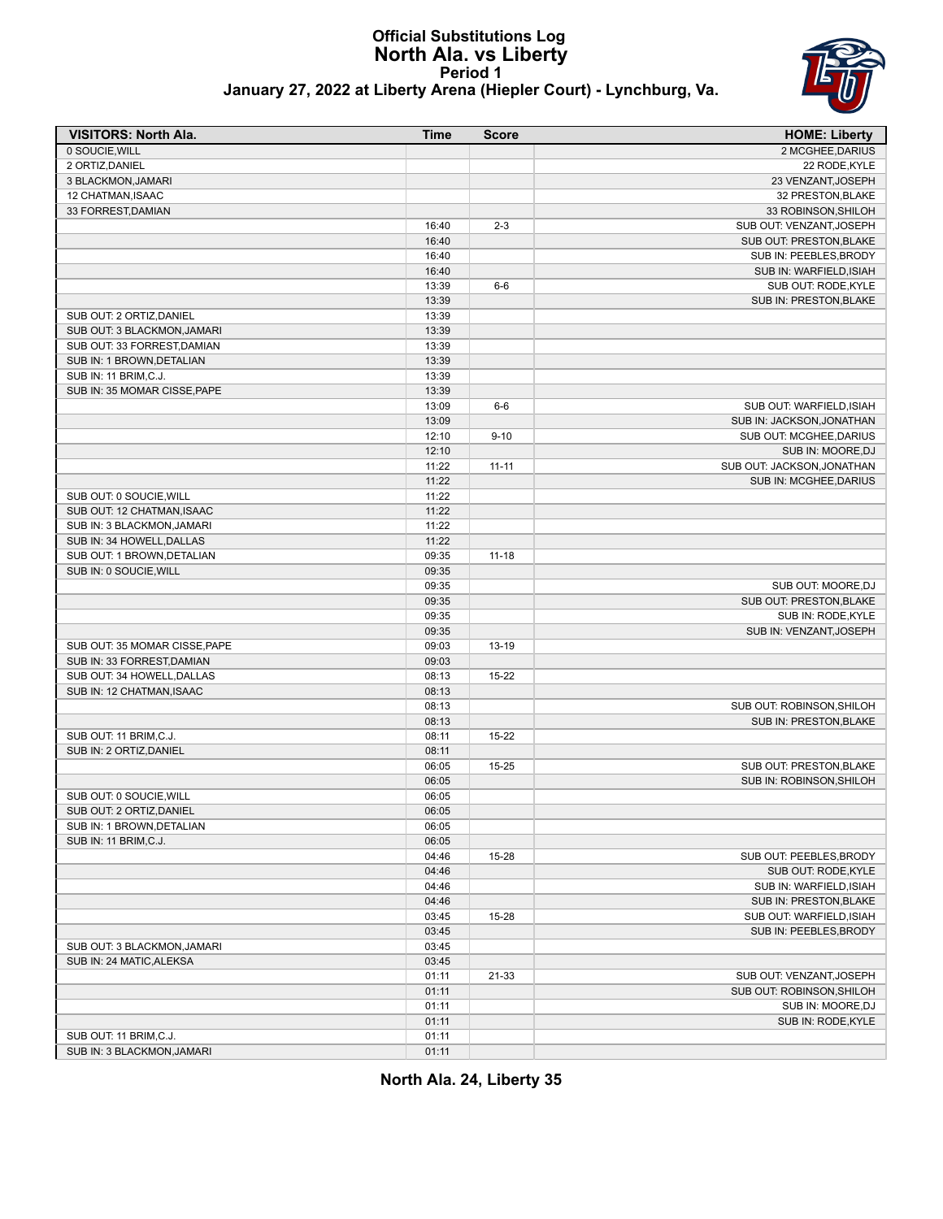# Official Substitutions Log
## North Ala. vs Liberty
### Period 1
### January 27, 2022 at Liberty Arena (Hiepler Court) - Lynchburg, Va.

| VISITORS: North Ala. | Time | Score | HOME: Liberty |
|---|---|---|---|
| 0 SOUCIE,WILL | | | 2 MCGHEE,DARIUS |
| 2 ORTIZ,DANIEL | | | 22 RODE,KYLE |
| 3 BLACKMON,JAMARI | | | 23 VENZANT,JOSEPH |
| 12 CHATMAN,ISAAC | | | 32 PRESTON,BLAKE |
| 33 FORREST,DAMIAN | | | 33 ROBINSON,SHILOH |
| | 16:40 | 2-3 | SUB OUT: VENZANT,JOSEPH |
| | 16:40 | | SUB OUT: PRESTON,BLAKE |
| | 16:40 | | SUB IN: PEEBLES,BRODY |
| | 16:40 | | SUB IN: WARFIELD,ISIAH |
| | 13:39 | 6-6 | SUB OUT: RODE,KYLE |
| | 13:39 | | SUB IN: PRESTON,BLAKE |
| SUB OUT: 2 ORTIZ,DANIEL | 13:39 | | |
| SUB OUT: 3 BLACKMON,JAMARI | 13:39 | | |
| SUB OUT: 33 FORREST,DAMIAN | 13:39 | | |
| SUB IN: 1 BROWN,DETALIAN | 13:39 | | |
| SUB IN: 11 BRIM,C.J. | 13:39 | | |
| SUB IN: 35 MOMAR CISSE,PAPE | 13:39 | | |
| | 13:09 | 6-6 | SUB OUT: WARFIELD,ISIAH |
| | 13:09 | | SUB IN: JACKSON,JONATHAN |
| | 12:10 | 9-10 | SUB OUT: MCGHEE,DARIUS |
| | 12:10 | | SUB IN: MOORE,DJ |
| | 11:22 | 11-11 | SUB OUT: JACKSON,JONATHAN |
| | 11:22 | | SUB IN: MCGHEE,DARIUS |
| SUB OUT: 0 SOUCIE,WILL | 11:22 | | |
| SUB OUT: 12 CHATMAN,ISAAC | 11:22 | | |
| SUB IN: 3 BLACKMON,JAMARI | 11:22 | | |
| SUB IN: 34 HOWELL,DALLAS | 11:22 | | |
| SUB OUT: 1 BROWN,DETALIAN | 09:35 | 11-18 | |
| SUB IN: 0 SOUCIE,WILL | 09:35 | | |
| | 09:35 | | SUB OUT: MOORE,DJ |
| | 09:35 | | SUB OUT: PRESTON,BLAKE |
| | 09:35 | | SUB IN: RODE,KYLE |
| | 09:35 | | SUB IN: VENZANT,JOSEPH |
| SUB OUT: 35 MOMAR CISSE,PAPE | 09:03 | 13-19 | |
| SUB IN: 33 FORREST,DAMIAN | 09:03 | | |
| SUB OUT: 34 HOWELL,DALLAS | 08:13 | 15-22 | |
| SUB IN: 12 CHATMAN,ISAAC | 08:13 | | |
| | 08:13 | | SUB OUT: ROBINSON,SHILOH |
| | 08:13 | | SUB IN: PRESTON,BLAKE |
| SUB OUT: 11 BRIM,C.J. | 08:11 | 15-22 | |
| SUB IN: 2 ORTIZ,DANIEL | 08:11 | | |
| | 06:05 | 15-25 | SUB OUT: PRESTON,BLAKE |
| | 06:05 | | SUB IN: ROBINSON,SHILOH |
| SUB OUT: 0 SOUCIE,WILL | 06:05 | | |
| SUB OUT: 2 ORTIZ,DANIEL | 06:05 | | |
| SUB IN: 1 BROWN,DETALIAN | 06:05 | | |
| SUB IN: 11 BRIM,C.J. | 06:05 | | |
| | 04:46 | 15-28 | SUB OUT: PEEBLES,BRODY |
| | 04:46 | | SUB OUT: RODE,KYLE |
| | 04:46 | | SUB IN: WARFIELD,ISIAH |
| | 04:46 | | SUB IN: PRESTON,BLAKE |
| | 03:45 | 15-28 | SUB OUT: WARFIELD,ISIAH |
| | 03:45 | | SUB IN: PEEBLES,BRODY |
| SUB OUT: 3 BLACKMON,JAMARI | 03:45 | | |
| SUB IN: 24 MATIC,ALEKSA | 03:45 | | |
| | 01:11 | 21-33 | SUB OUT: VENZANT,JOSEPH |
| | 01:11 | | SUB OUT: ROBINSON,SHILOH |
| | 01:11 | | SUB IN: MOORE,DJ |
| | 01:11 | | SUB IN: RODE,KYLE |
| SUB OUT: 11 BRIM,C.J. | 01:11 | | |
| SUB IN: 3 BLACKMON,JAMARI | 01:11 | | |

**North Ala. 24, Liberty 35**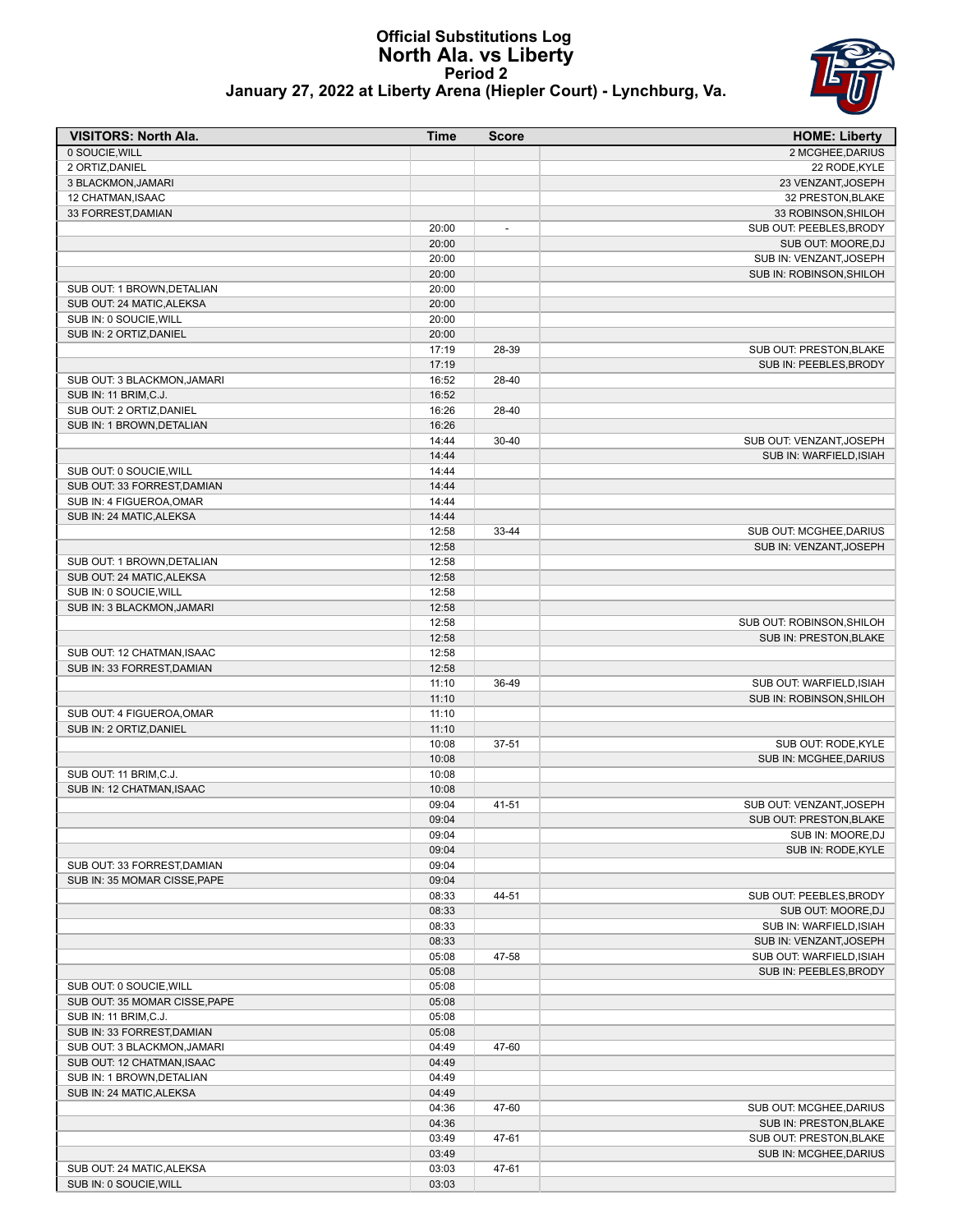# Official Substitutions Log
## North Ala. vs Liberty
### Period 2
### January 27, 2022 at Liberty Arena (Hiepler Court) - Lynchburg, Va.

| VISITORS: North Ala. | Time | Score | HOME: Liberty |
|---|---|---|---|
| 0 SOUCIE,WILL | | | 2 MCGHEE,DARIUS |
| 2 ORTIZ,DANIEL | | | 22 RODE,KYLE |
| 3 BLACKMON,JAMARI | | | 23 VENZANT,JOSEPH |
| 12 CHATMAN,ISAAC | | | 32 PRESTON,BLAKE |
| 33 FORREST,DAMIAN | | | 33 ROBINSON,SHILOH |
| | 20:00 | - | SUB OUT: PEEBLES,BRODY |
| | 20:00 | | SUB OUT: MOORE,DJ |
| | 20:00 | | SUB IN: VENZANT,JOSEPH |
| | 20:00 | | SUB IN: ROBINSON,SHILOH |
| SUB OUT: 1 BROWN,DETALIAN | 20:00 | | |
| SUB OUT: 24 MATIC,ALEKSA | 20:00 | | |
| SUB IN: 0 SOUCIE,WILL | 20:00 | | |
| SUB IN: 2 ORTIZ,DANIEL | 20:00 | | |
| | 17:19 | 28-39 | SUB OUT: PRESTON,BLAKE |
| | 17:19 | | SUB IN: PEEBLES,BRODY |
| SUB OUT: 3 BLACKMON,JAMARI | 16:52 | 28-40 | |
| SUB IN: 11 BRIM,C.J. | 16:52 | | |
| SUB OUT: 2 ORTIZ,DANIEL | 16:26 | 28-40 | |
| SUB IN: 1 BROWN,DETALIAN | 16:26 | | |
| | 14:44 | 30-40 | SUB OUT: VENZANT,JOSEPH |
| | 14:44 | | SUB IN: WARFIELD,ISIAH |
| SUB OUT: 0 SOUCIE,WILL | 14:44 | | |
| SUB OUT: 33 FORREST,DAMIAN | 14:44 | | |
| SUB IN: 4 FIGUEROA,OMAR | 14:44 | | |
| SUB IN: 24 MATIC,ALEKSA | 14:44 | | |
| | 12:58 | 33-44 | SUB OUT: MCGHEE,DARIUS |
| | 12:58 | | SUB IN: VENZANT,JOSEPH |
| SUB OUT: 1 BROWN,DETALIAN | 12:58 | | |
| SUB OUT: 24 MATIC,ALEKSA | 12:58 | | |
| SUB IN: 0 SOUCIE,WILL | 12:58 | | |
| SUB IN: 3 BLACKMON,JAMARI | 12:58 | | |
| | 12:58 | | SUB OUT: ROBINSON,SHILOH |
| | 12:58 | | SUB IN: PRESTON,BLAKE |
| SUB OUT: 12 CHATMAN,ISAAC | 12:58 | | |
| SUB IN: 33 FORREST,DAMIAN | 12:58 | | |
| | 11:10 | 36-49 | SUB OUT: WARFIELD,ISIAH |
| | 11:10 | | SUB IN: ROBINSON,SHILOH |
| SUB OUT: 4 FIGUEROA,OMAR | 11:10 | | |
| SUB IN: 2 ORTIZ,DANIEL | 11:10 | | |
| | 10:08 | 37-51 | SUB OUT: RODE,KYLE |
| | 10:08 | | SUB IN: MCGHEE,DARIUS |
| SUB OUT: 11 BRIM,C.J. | 10:08 | | |
| SUB IN: 12 CHATMAN,ISAAC | 10:08 | | |
| | 09:04 | 41-51 | SUB OUT: VENZANT,JOSEPH |
| | 09:04 | | SUB OUT: PRESTON,BLAKE |
| | 09:04 | | SUB IN: MOORE,DJ |
| | 09:04 | | SUB IN: RODE,KYLE |
| SUB OUT: 33 FORREST,DAMIAN | 09:04 | | |
| SUB IN: 35 MOMAR CISSE,PAPE | 09:04 | | |
| | 08:33 | 44-51 | SUB OUT: PEEBLES,BRODY |
| | 08:33 | | SUB OUT: MOORE,DJ |
| | 08:33 | | SUB IN: WARFIELD,ISIAH |
| | 08:33 | | SUB IN: VENZANT,JOSEPH |
| | 05:08 | 47-58 | SUB OUT: WARFIELD,ISIAH |
| | 05:08 | | SUB IN: PEEBLES,BRODY |
| SUB OUT: 0 SOUCIE,WILL | 05:08 | | |
| SUB OUT: 35 MOMAR CISSE,PAPE | 05:08 | | |
| SUB IN: 11 BRIM,C.J. | 05:08 | | |
| SUB IN: 33 FORREST,DAMIAN | 05:08 | | |
| SUB OUT: 3 BLACKMON,JAMARI | 04:49 | 47-60 | |
| SUB OUT: 12 CHATMAN,ISAAC | 04:49 | | |
| SUB IN: 1 BROWN,DETALIAN | 04:49 | | |
| SUB IN: 24 MATIC,ALEKSA | 04:49 | | |
| | 04:36 | 47-60 | SUB OUT: MCGHEE,DARIUS |
| | 04:36 | | SUB IN: PRESTON,BLAKE |
| | 03:49 | 47-61 | SUB OUT: PRESTON,BLAKE |
| | 03:49 | | SUB IN: MCGHEE,DARIUS |
| SUB OUT: 24 MATIC,ALEKSA | 03:03 | 47-61 | |
| SUB IN: 0 SOUCIE,WILL | 03:03 | | |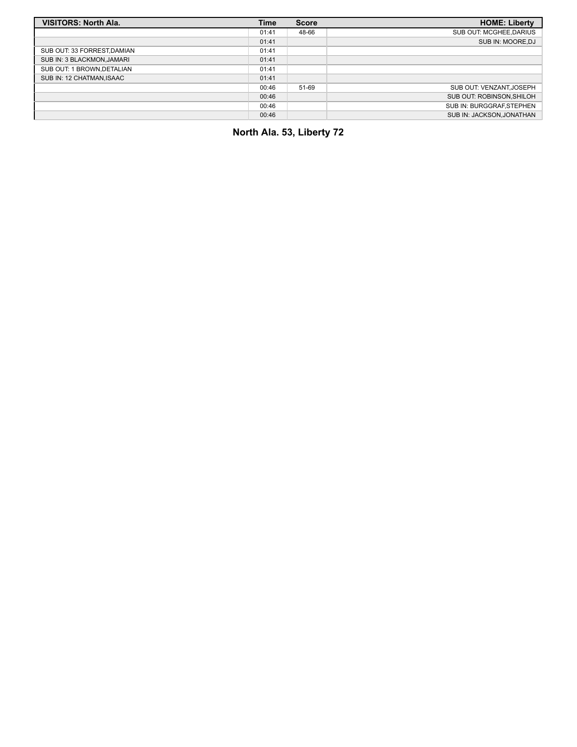| VISITORS: North Ala. | Time | Score | HOME: Liberty |
|---|---|---|---|
| | 01:41 | 48-66 | SUB OUT: MCGHEE,DARIUS |
| | 01:41 | | SUB IN: MOORE,DJ |
| SUB OUT: 33 FORREST,DAMIAN | 01:41 | | |
| SUB IN: 3 BLACKMON,JAMARI | 01:41 | | |
| SUB OUT: 1 BROWN,DETALIAN | 01:41 | | |
| SUB IN: 12 CHATMAN,ISAAC | 01:41 | | |
| | 00:46 | 51-69 | SUB OUT: VENZANT,JOSEPH |
| | 00:46 | | SUB OUT: ROBINSON,SHILOH |
| | 00:46 | | SUB IN: BURGGRAF,STEPHEN |
| | 00:46 | | SUB IN: JACKSON,JONATHAN |

**North Ala. 53, Liberty 72**